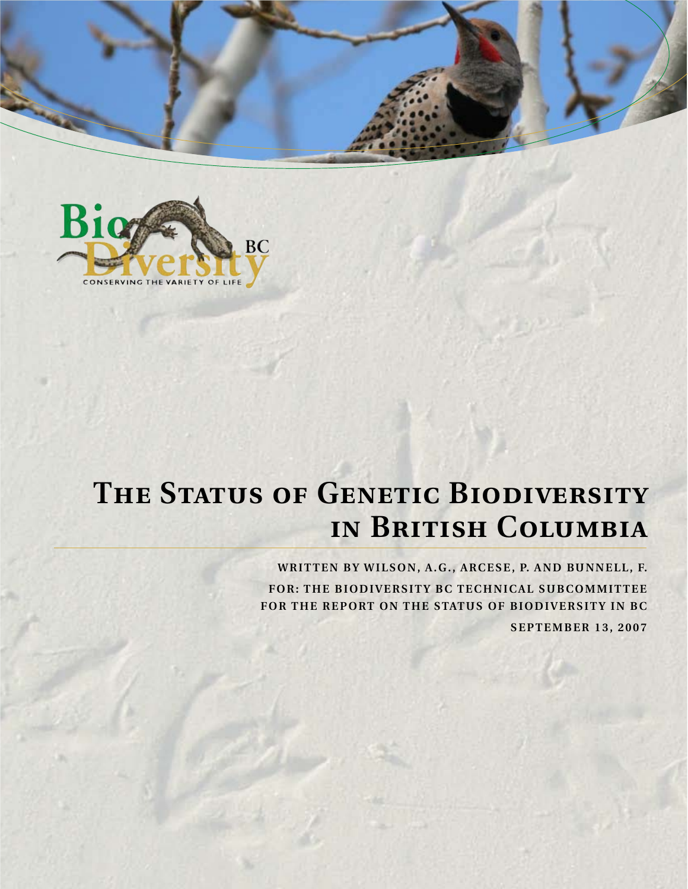# The Status of Genetic Biodiversity in British Columbia

**Written by Wilson, A.G., Arcese, P. and Bunnell, F.**

**For: The Biodiversity BC Technical Subcommittee for the Report on the Status of Biodiversity in BC**

**September 13, 2007**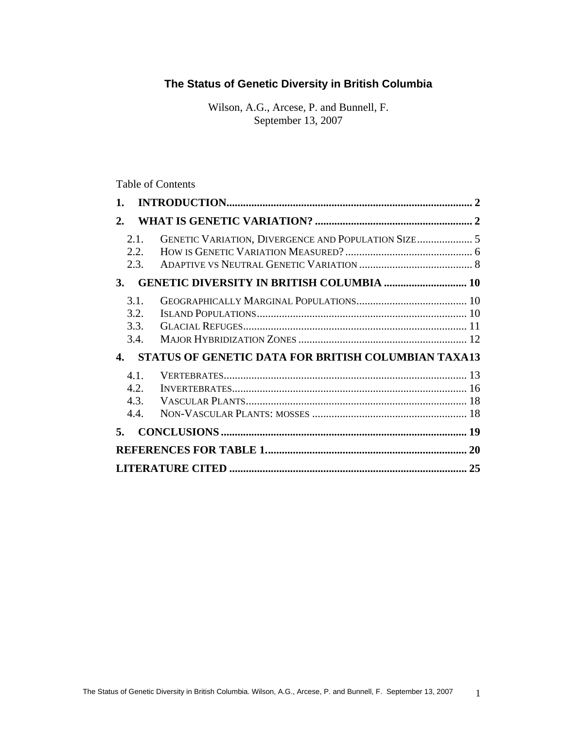# The Status of Genetic Diversity in British Columbia

Wilson, A.G., Arcese, P. and Bunnell, F.
September 13, 2007

Table of Contents

1. **INTRODUCTION** ........ 2
2. **WHAT IS GENETIC VARIATION?** ........ 2
   - 2.1. Genetic Variation, Divergence and Population Size ........ 5
   - 2.2. How is Genetic Variation Measured? ........ 6
   - 2.3. Adaptive vs Neutral Genetic Variation ........ 8
3. **GENETIC DIVERSITY IN BRITISH COLUMBIA** ........ 10
   - 3.1. Geographically Marginal Populations ........ 10
   - 3.2. Island Populations ........ 10
   - 3.3. Glacial Refuges ........ 11
   - 3.4. Major Hybridization Zones ........ 12
4. **STATUS OF GENETIC DATA FOR BRITISH COLUMBIAN TAXA** 13
   - 4.1. Vertebrates ........ 13
   - 4.2. Invertebrates ........ 16
   - 4.3. Vascular Plants ........ 18
   - 4.4. Non-Vascular Plants: mosses ........ 18
5. **CONCLUSIONS** ........ 19

**REFERENCES FOR TABLE 1** ........ 20

**LITERATURE CITED** ........ 25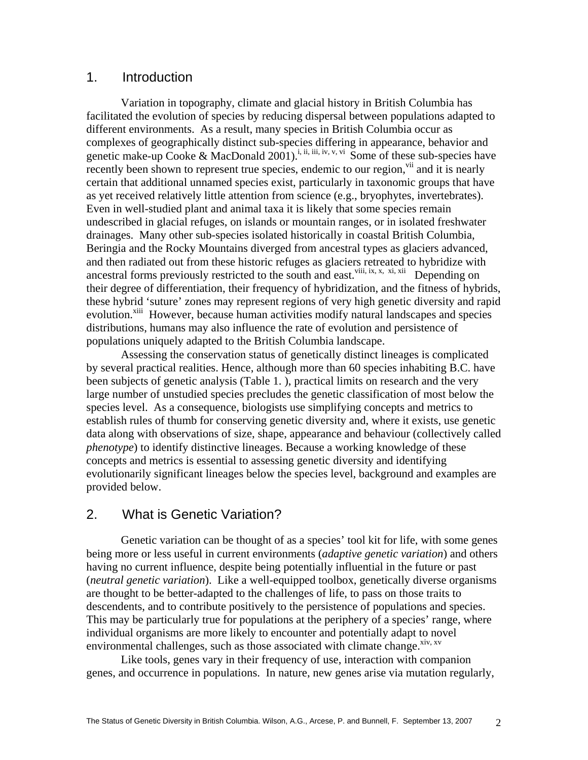## 1. Introduction

Variation in topography, climate and glacial history in British Columbia has facilitated the evolution of species by reducing dispersal between populations adapted to different environments. As a result, many species in British Columbia occur as complexes of geographically distinct sub-species differing in appearance, behavior and genetic make-up Cooke & MacDonald 2001).[i, ii, iii, iv, v, vi] Some of these sub-species have recently been shown to represent true species, endemic to our region,[vii] and it is nearly certain that additional unnamed species exist, particularly in taxonomic groups that have as yet received relatively little attention from science (e.g., bryophytes, invertebrates). Even in well-studied plant and animal taxa it is likely that some species remain undescribed in glacial refuges, on islands or mountain ranges, or in isolated freshwater drainages. Many other sub-species isolated historically in coastal British Columbia, Beringia and the Rocky Mountains diverged from ancestral types as glaciers advanced, and then radiated out from these historic refuges as glaciers retreated to hybridize with ancestral forms previously restricted to the south and east.[viii, ix, x, xi, xii] Depending on their degree of differentiation, their frequency of hybridization, and the fitness of hybrids, these hybrid 'suture' zones may represent regions of very high genetic diversity and rapid evolution.[xiii] However, because human activities modify natural landscapes and species distributions, humans may also influence the rate of evolution and persistence of populations uniquely adapted to the British Columbia landscape.

Assessing the conservation status of genetically distinct lineages is complicated by several practical realities. Hence, although more than 60 species inhabiting B.C. have been subjects of genetic analysis (Table 1. ), practical limits on research and the very large number of unstudied species precludes the genetic classification of most below the species level. As a consequence, biologists use simplifying concepts and metrics to establish rules of thumb for conserving genetic diversity and, where it exists, use genetic data along with observations of size, shape, appearance and behaviour (collectively called *phenotype*) to identify distinctive lineages. Because a working knowledge of these concepts and metrics is essential to assessing genetic diversity and identifying evolutionarily significant lineages below the species level, background and examples are provided below.

## 2. What is Genetic Variation?

Genetic variation can be thought of as a species' tool kit for life, with some genes being more or less useful in current environments (*adaptive genetic variation*) and others having no current influence, despite being potentially influential in the future or past (*neutral genetic variation*). Like a well-equipped toolbox, genetically diverse organisms are thought to be better-adapted to the challenges of life, to pass on those traits to descendents, and to contribute positively to the persistence of populations and species. This may be particularly true for populations at the periphery of a species' range, where individual organisms are more likely to encounter and potentially adapt to novel environmental challenges, such as those associated with climate change.[xiv, xv]

Like tools, genes vary in their frequency of use, interaction with companion genes, and occurrence in populations. In nature, new genes arise via mutation regularly,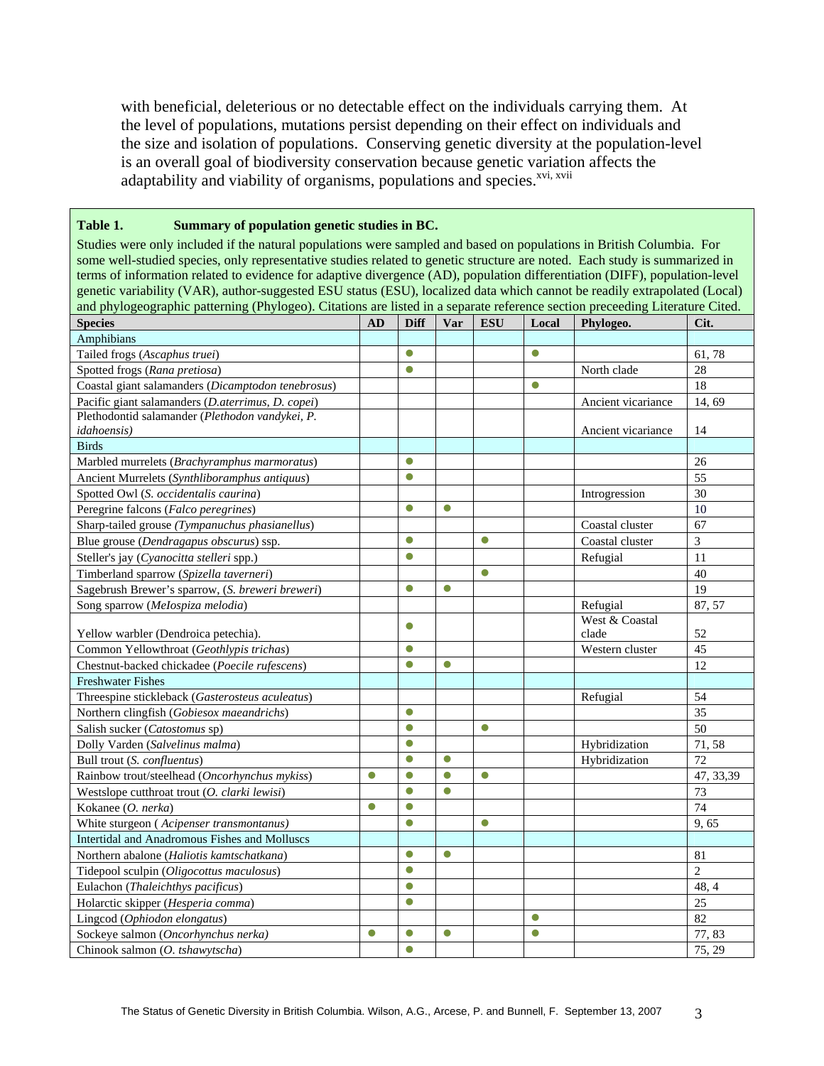with beneficial, deleterious or no detectable effect on the individuals carrying them. At the level of populations, mutations persist depending on their effect on individuals and the size and isolation of populations. Conserving genetic diversity at the population-level is an overall goal of biodiversity conservation because genetic variation affects the adaptability and viability of organisms, populations and species.[xvi, xvii]

**Table 1. Summary of population genetic studies in BC.**

Studies were only included if the natural populations were sampled and based on populations in British Columbia. For some well-studied species, only representative studies related to genetic structure are noted. Each study is summarized in terms of information related to evidence for adaptive divergence (AD), population differentiation (DIFF), population-level genetic variability (VAR), author-suggested ESU status (ESU), localized data which cannot be readily extrapolated (Local) and phylogeographic patterning (Phylogeo). Citations are listed in a separate reference section preceeding Literature Cited.

| Species | AD | Diff | Var | ESU | Local | Phylogeo. | Cit. |
|---|---|---|---|---|---|---|---|
| Amphibians | | | | | | | |
| Tailed frogs (*Ascaphus truei*) | | ● | | | ● | | 61, 78 |
| Spotted frogs (*Rana pretiosa*) | | ● | | | | North clade | 28 |
| Coastal giant salamanders (*Dicamptodon tenebrosus*) | | | | | ● | | 18 |
| Pacific giant salamanders (*D.aterrimus, D. copei*) | | | | | | Ancient vicariance | 14, 69 |
| Plethodontid salamander (*Plethodon vandykei, P. idahoensis)* | | | | | | Ancient vicariance | 14 |
| Birds | | | | | | | |
| Marbled murrelets (*Brachyramphus marmoratus*) | | ● | | | | | 26 |
| Ancient Murrelets (*Synthliboramphus antiquus*) | | ● | | | | | 55 |
| Spotted Owl (*S. occidentalis caurina*) | | | | | | Introgression | 30 |
| Peregrine falcons (*Falco peregrines*) | | ● | ● | | | | 10 |
| Sharp-tailed grouse *(Tympanuchus phasianellus*) | | | | | | Coastal cluster | 67 |
| Blue grouse (*Dendragapus obscurus*) ssp. | | ● | | ● | | Coastal cluster | 3 |
| Steller's jay (*Cyanocitta stelleri* spp.) | | ● | | | | Refugial | 11 |
| Timberland sparrow (*Spizella taverneri*) | | | | ● | | | 40 |
| Sagebrush Brewer's sparrow, (*S. breweri breweri*) | | ● | ● | | | | 19 |
| Song sparrow (*MeIospiza melodia*) | | | | | | Refugial | 87, 57 |
| Yellow warbler (Dendroica petechia). | | ● | | | | West & Coastal clade | 52 |
| Common Yellowthroat (*Geothlypis trichas*) | | ● | | | | Western cluster | 45 |
| Chestnut-backed chickadee (*Poecile rufescens*) | | ● | ● | | | | 12 |
| Freshwater Fishes | | | | | | | |
| Threespine stickleback (*Gasterosteus aculeatus*) | | | | | | Refugial | 54 |
| Northern clingfish (*Gobiesox maeandrichs*) | | ● | | | | | 35 |
| Salish sucker (*Catostomus* sp) | | ● | | ● | | | 50 |
| Dolly Varden (*Salvelinus malma*) | | ● | | | | Hybridization | 71, 58 |
| Bull trout (*S. confluentus*) | | ● | ● | | | Hybridization | 72 |
| Rainbow trout/steelhead (*Oncorhynchus mykiss*) | ● | ● | ● | ● | | | 47, 33,39 |
| Westslope cutthroat trout (*O. clarki lewisi*) | | ● | ● | | | | 73 |
| Kokanee (*O. nerka*) | ● | ● | | | | | 74 |
| White sturgeon ( *Acipenser transmontanus)* | | ● | | ● | | | 9, 65 |
| Intertidal and Anadromous Fishes and Molluscs | | | | | | | |
| Northern abalone (*Haliotis kamtschatkana*) | | ● | ● | | | | 81 |
| Tidepool sculpin (*Oligocottus maculosus*) | | ● | | | | | 2 |
| Eulachon (*Thaleichthys pacificus*) | | ● | | | | | 48, 4 |
| Holarctic skipper (*Hesperia comma*) | | ● | | | | | 25 |
| Lingcod (*Ophiodon elongatus*) | | | | | ● | | 82 |
| Sockeye salmon (*Oncorhynchus nerka)* | ● | ● | ● | | ● | | 77, 83 |
| Chinook salmon (*O. tshawytscha*) | | ● | | | | | 75, 29 |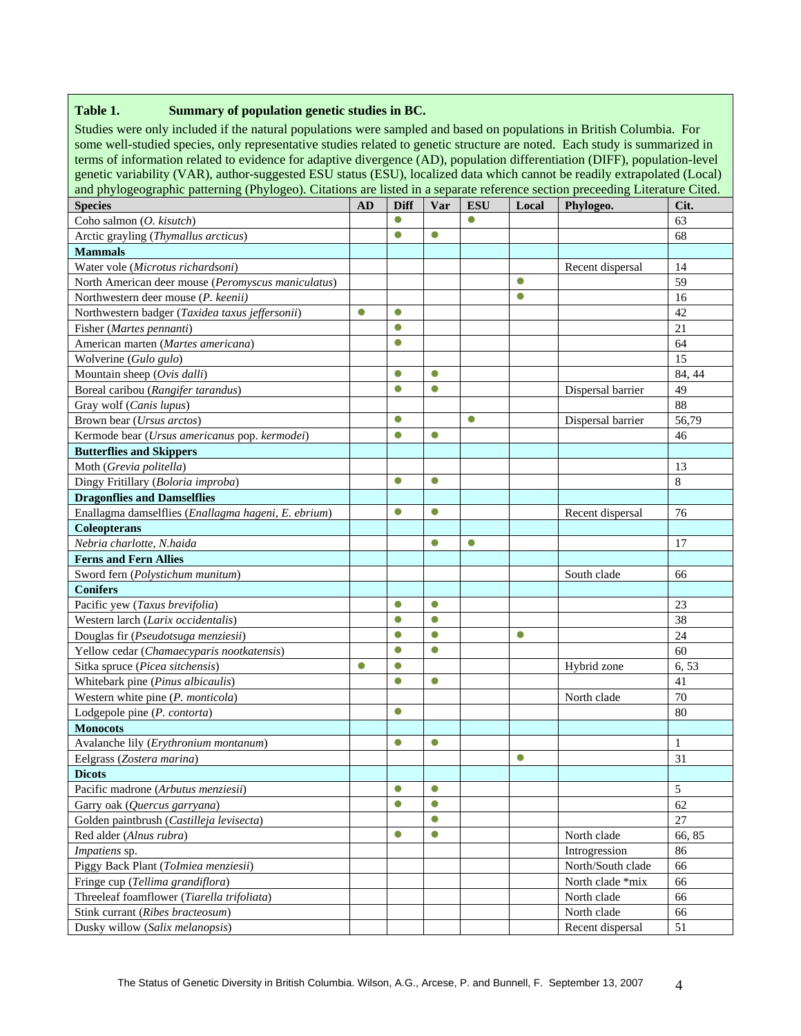**Table 1. Summary of population genetic studies in BC.**

Studies were only included if the natural populations were sampled and based on populations in British Columbia. For some well-studied species, only representative studies related to genetic structure are noted. Each study is summarized in terms of information related to evidence for adaptive divergence (AD), population differentiation (DIFF), population-level genetic variability (VAR), author-suggested ESU status (ESU), localized data which cannot be readily extrapolated (Local) and phylogeographic patterning (Phylogeo). Citations are listed in a separate reference section preceeding Literature Cited.

| Species | AD | Diff | Var | ESU | Local | Phylogeo. | Cit. |
|---|---|---|---|---|---|---|---|
| Coho salmon (*O. kisutch*) | | ● | | ● | | | 63 |
| Arctic grayling (*Thymallus arcticus*) | | ● | ● | | | | 68 |
| **Mammals** | | | | | | | |
| Water vole (*Microtus richardsoni*) | | | | | | Recent dispersal | 14 |
| North American deer mouse (*Peromyscus maniculatus*) | | | | | ● | | 59 |
| Northwestern deer mouse (*P. keenii)* | | | | | ● | | 16 |
| Northwestern badger (*Taxidea taxus jeffersonii*) | ● | ● | | | | | 42 |
| Fisher (*Martes pennanti*) | | ● | | | | | 21 |
| American marten (*Martes americana*) | | ● | | | | | 64 |
| Wolverine (*Gulo gulo*) | | | | | | | 15 |
| Mountain sheep (*Ovis dalli*) | | ● | ● | | | | 84, 44 |
| Boreal caribou (*Rangifer tarandus*) | | ● | ● | | | Dispersal barrier | 49 |
| Gray wolf (*Canis lupus*) | | | | | | | 88 |
| Brown bear (*Ursus arctos*) | | ● | | ● | | Dispersal barrier | 56,79 |
| Kermode bear (*Ursus americanus* pop. *kermodei*) | | ● | ● | | | | 46 |
| **Butterflies and Skippers** | | | | | | | |
| Moth (*Grevia politella*) | | | | | | | 13 |
| Dingy Fritillary (*Boloria improba*) | | ● | ● | | | | 8 |
| **Dragonflies and Damselflies** | | | | | | | |
| Enallagma damselflies (*Enallagma hageni, E. ebrium*) | | ● | ● | | | Recent dispersal | 76 |
| **Coleopterans** | | | | | | | |
| *Nebria charlotte, N.haida* | | | ● | ● | | | 17 |
| **Ferns and Fern Allies** | | | | | | | |
| Sword fern (*Polystichum munitum*) | | | | | | South clade | 66 |
| **Conifers** | | | | | | | |
| Pacific yew (*Taxus brevifolia*) | | ● | ● | | | | 23 |
| Western larch (*Larix occidentalis*) | | ● | ● | | | | 38 |
| Douglas fir (*Pseudotsuga menziesii*) | | ● | ● | | ● | | 24 |
| Yellow cedar (*Chamaecyparis nootkatensis*) | | ● | ● | | | | 60 |
| Sitka spruce (*Picea sitchensis*) | ● | ● | | | | Hybrid zone | 6, 53 |
| Whitebark pine (*Pinus albicaulis*) | | ● | ● | | | | 41 |
| Western white pine (*P. monticola*) | | | | | | North clade | 70 |
| Lodgepole pine (*P. contorta*) | | ● | | | | | 80 |
| **Monocots** | | | | | | | |
| Avalanche lily (*Erythronium montanum*) | | ● | ● | | | | 1 |
| Eelgrass (*Zostera marina*) | | | | | ● | | 31 |
| **Dicots** | | | | | | | |
| Pacific madrone (*Arbutus menziesii*) | | ● | ● | | | | 5 |
| Garry oak (*Quercus garryana*) | | ● | ● | | | | 62 |
| Golden paintbrush (*Castilleja levisecta*) | | | ● | | | | 27 |
| Red alder (*Alnus rubra*) | | ● | ● | | | North clade | 66, 85 |
| *Impatiens* sp. | | | | | | Introgression | 86 |
| Piggy Back Plant (*ToImiea menziesii*) | | | | | | North/South clade | 66 |
| Fringe cup (*Tellima grandiflora*) | | | | | | North clade *mix | 66 |
| Threeleaf foamflower (*Tiarella trifoliata*) | | | | | | North clade | 66 |
| Stink currant (*Ribes bracteosum*) | | | | | | North clade | 66 |
| Dusky willow (*Salix melanopsis*) | | | | | | Recent dispersal | 51 |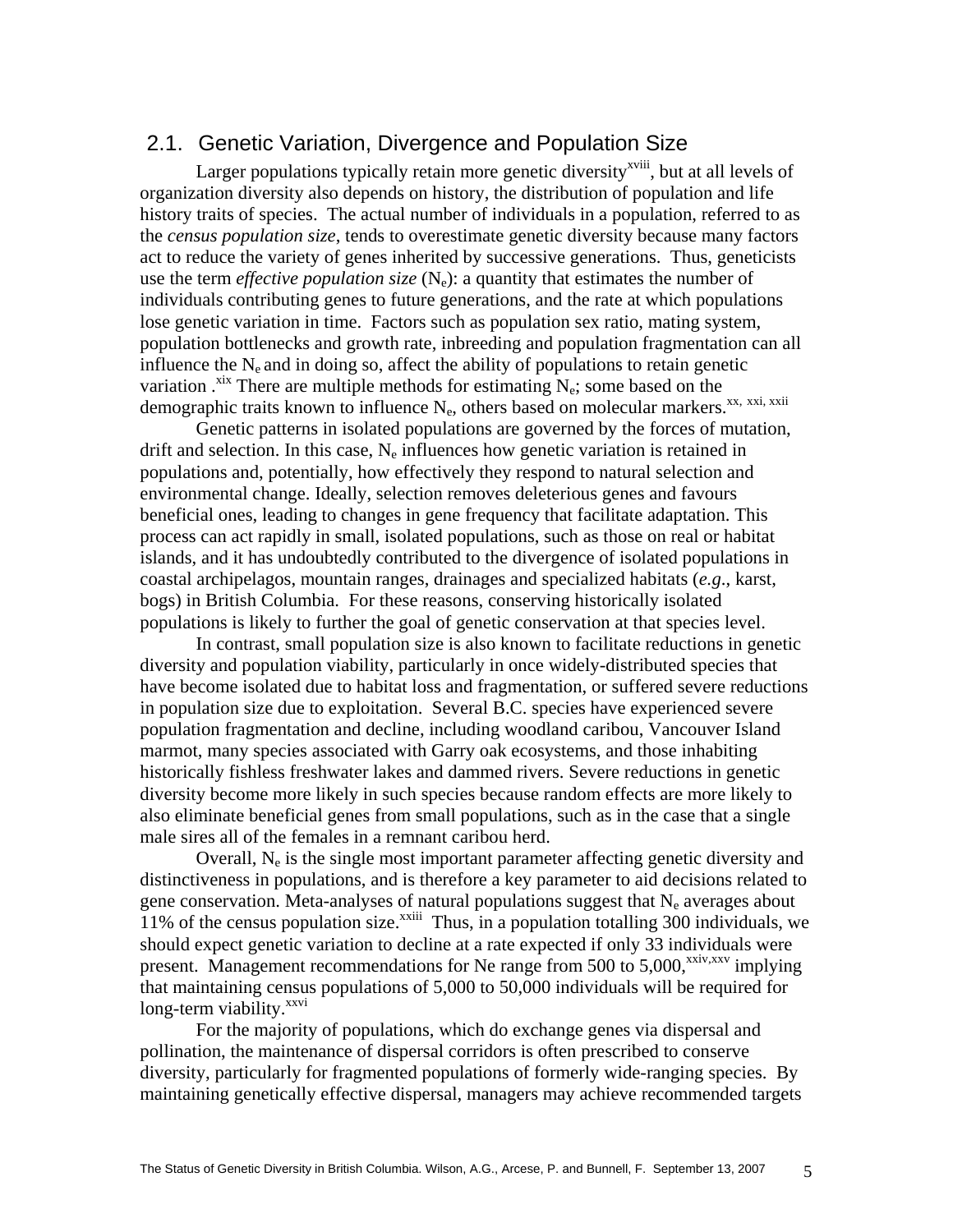## 2.1. Genetic Variation, Divergence and Population Size

Larger populations typically retain more genetic diversity[xviii], but at all levels of organization diversity also depends on history, the distribution of population and life history traits of species. The actual number of individuals in a population, referred to as the *census population size*, tends to overestimate genetic diversity because many factors act to reduce the variety of genes inherited by successive generations. Thus, geneticists use the term *effective population size* ($N_e$): a quantity that estimates the number of individuals contributing genes to future generations, and the rate at which populations lose genetic variation in time. Factors such as population sex ratio, mating system, population bottlenecks and growth rate, inbreeding and population fragmentation can all influence the $N_e$ and in doing so, affect the ability of populations to retain genetic variation .[xix] There are multiple methods for estimating $N_e$; some based on the demographic traits known to influence $N_e$, others based on molecular markers.[xx, xxi, xxii]

Genetic patterns in isolated populations are governed by the forces of mutation, drift and selection. In this case, $N_e$ influences how genetic variation is retained in populations and, potentially, how effectively they respond to natural selection and environmental change. Ideally, selection removes deleterious genes and favours beneficial ones, leading to changes in gene frequency that facilitate adaptation. This process can act rapidly in small, isolated populations, such as those on real or habitat islands, and it has undoubtedly contributed to the divergence of isolated populations in coastal archipelagos, mountain ranges, drainages and specialized habitats (*e.g*., karst, bogs) in British Columbia. For these reasons, conserving historically isolated populations is likely to further the goal of genetic conservation at that species level.

In contrast, small population size is also known to facilitate reductions in genetic diversity and population viability, particularly in once widely-distributed species that have become isolated due to habitat loss and fragmentation, or suffered severe reductions in population size due to exploitation. Several B.C. species have experienced severe population fragmentation and decline, including woodland caribou, Vancouver Island marmot, many species associated with Garry oak ecosystems, and those inhabiting historically fishless freshwater lakes and dammed rivers. Severe reductions in genetic diversity become more likely in such species because random effects are more likely to also eliminate beneficial genes from small populations, such as in the case that a single male sires all of the females in a remnant caribou herd.

Overall, $N_e$ is the single most important parameter affecting genetic diversity and distinctiveness in populations, and is therefore a key parameter to aid decisions related to gene conservation. Meta-analyses of natural populations suggest that $N_e$ averages about 11% of the census population size.[xxiii] Thus, in a population totalling 300 individuals, we should expect genetic variation to decline at a rate expected if only 33 individuals were present. Management recommendations for Ne range from 500 to 5,000,[xxiv,xxv] implying that maintaining census populations of 5,000 to 50,000 individuals will be required for long-term viability.[xxvi]

For the majority of populations, which do exchange genes via dispersal and pollination, the maintenance of dispersal corridors is often prescribed to conserve diversity, particularly for fragmented populations of formerly wide-ranging species. By maintaining genetically effective dispersal, managers may achieve recommended targets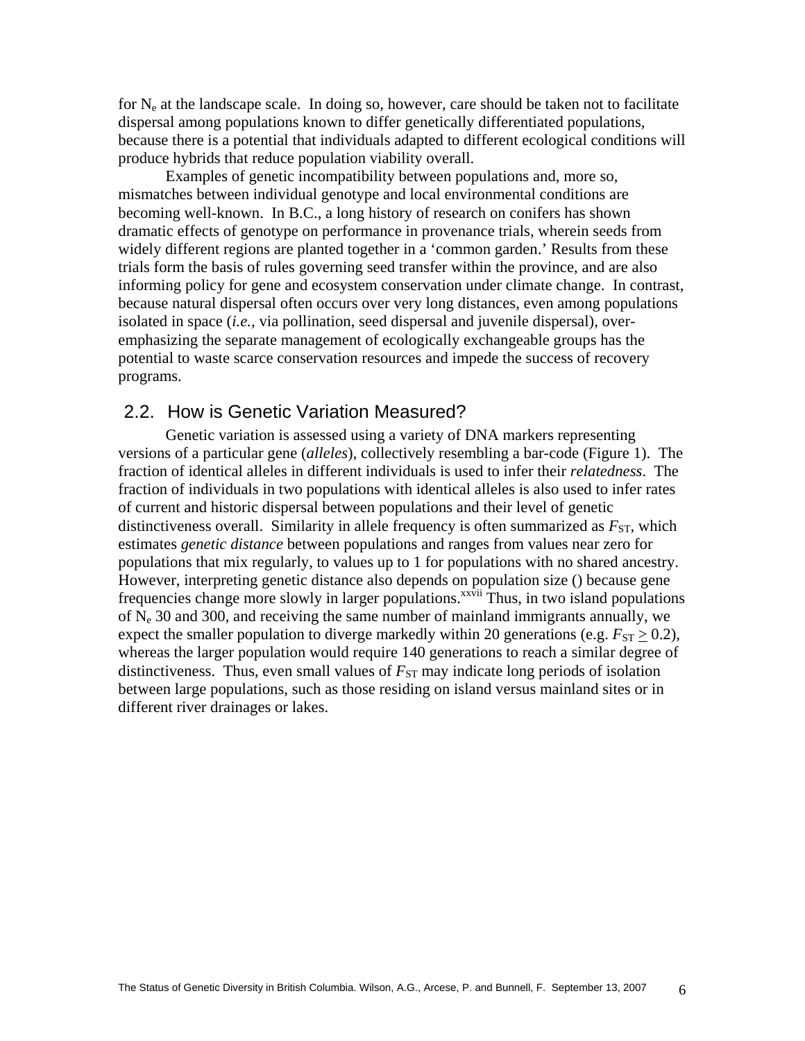for $N_e$ at the landscape scale. In doing so, however, care should be taken not to facilitate dispersal among populations known to differ genetically differentiated populations, because there is a potential that individuals adapted to different ecological conditions will produce hybrids that reduce population viability overall.

Examples of genetic incompatibility between populations and, more so, mismatches between individual genotype and local environmental conditions are becoming well-known. In B.C., a long history of research on conifers has shown dramatic effects of genotype on performance in provenance trials, wherein seeds from widely different regions are planted together in a 'common garden.' Results from these trials form the basis of rules governing seed transfer within the province, and are also informing policy for gene and ecosystem conservation under climate change. In contrast, because natural dispersal often occurs over very long distances, even among populations isolated in space (*i.e.*, via pollination, seed dispersal and juvenile dispersal), over-emphasizing the separate management of ecologically exchangeable groups has the potential to waste scarce conservation resources and impede the success of recovery programs.

## 2.2. How is Genetic Variation Measured?

Genetic variation is assessed using a variety of DNA markers representing versions of a particular gene (*alleles*), collectively resembling a bar-code (Figure 1). The fraction of identical alleles in different individuals is used to infer their *relatedness*. The fraction of individuals in two populations with identical alleles is also used to infer rates of current and historic dispersal between populations and their level of genetic distinctiveness overall. Similarity in allele frequency is often summarized as $F_{ST}$, which estimates *genetic distance* between populations and ranges from values near zero for populations that mix regularly, to values up to 1 for populations with no shared ancestry. However, interpreting genetic distance also depends on population size () because gene frequencies change more slowly in larger populations.[xxvii] Thus, in two island populations of $N_e$ 30 and 300, and receiving the same number of mainland immigrants annually, we expect the smaller population to diverge markedly within 20 generations (e.g. $F_{ST} \geq 0.2$), whereas the larger population would require 140 generations to reach a similar degree of distinctiveness. Thus, even small values of $F_{ST}$ may indicate long periods of isolation between large populations, such as those residing on island versus mainland sites or in different river drainages or lakes.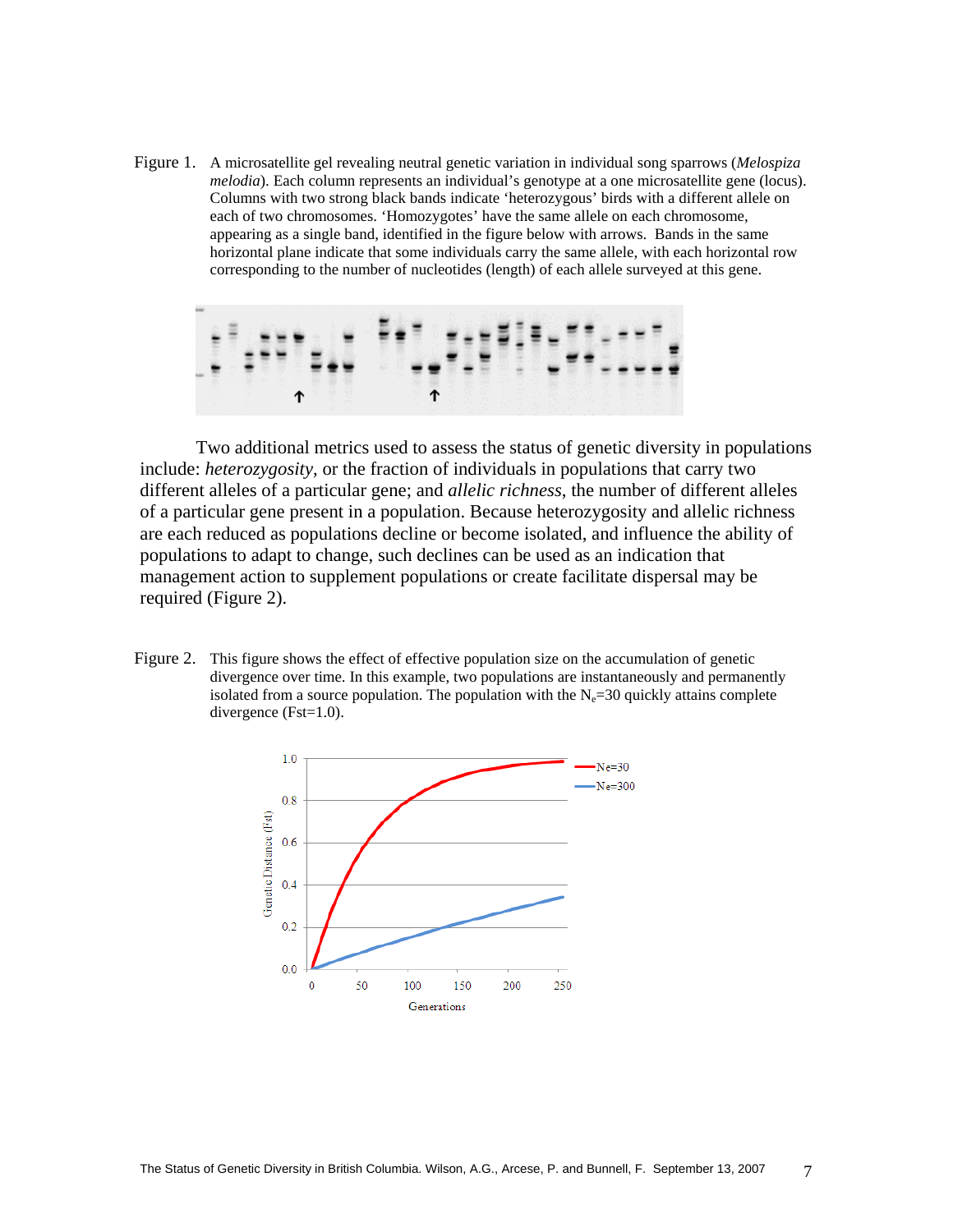Figure 1. A microsatellite gel revealing neutral genetic variation in individual song sparrows (*Melospiza melodia*). Each column represents an individual's genotype at a one microsatellite gene (locus). Columns with two strong black bands indicate 'heterozygous' birds with a different allele on each of two chromosomes. 'Homozygotes' have the same allele on each chromosome, appearing as a single band, identified in the figure below with arrows. Bands in the same horizontal plane indicate that some individuals carry the same allele, with each horizontal row corresponding to the number of nucleotides (length) of each allele surveyed at this gene.

Two additional metrics used to assess the status of genetic diversity in populations include: *heterozygosity*, or the fraction of individuals in populations that carry two different alleles of a particular gene; and *allelic richness*, the number of different alleles of a particular gene present in a population. Because heterozygosity and allelic richness are each reduced as populations decline or become isolated, and influence the ability of populations to adapt to change, such declines can be used as an indication that management action to supplement populations or create facilitate dispersal may be required (Figure 2).

Figure 2. This figure shows the effect of effective population size on the accumulation of genetic divergence over time. In this example, two populations are instantaneously and permanently isolated from a source population. The population with the $N_e$=30 quickly attains complete divergence (Fst=1.0).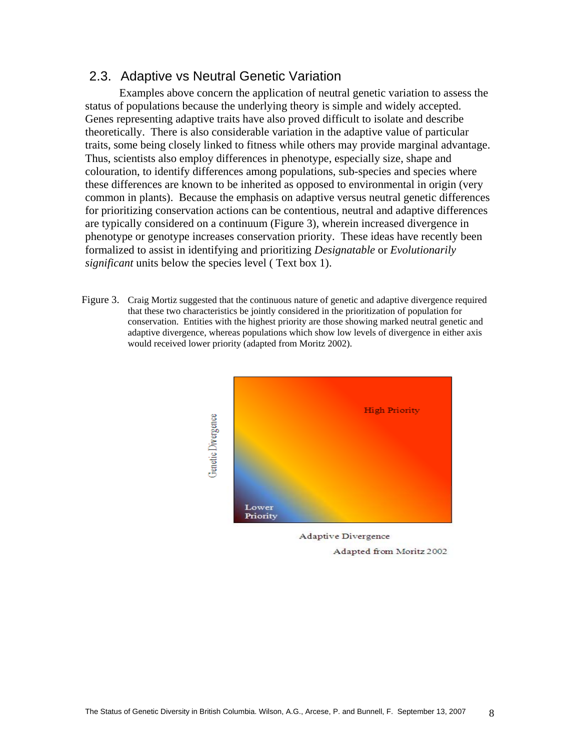## 2.3. Adaptive vs Neutral Genetic Variation

Examples above concern the application of neutral genetic variation to assess the status of populations because the underlying theory is simple and widely accepted. Genes representing adaptive traits have also proved difficult to isolate and describe theoretically. There is also considerable variation in the adaptive value of particular traits, some being closely linked to fitness while others may provide marginal advantage. Thus, scientists also employ differences in phenotype, especially size, shape and colouration, to identify differences among populations, sub-species and species where these differences are known to be inherited as opposed to environmental in origin (very common in plants). Because the emphasis on adaptive versus neutral genetic differences for prioritizing conservation actions can be contentious, neutral and adaptive differences are typically considered on a continuum (Figure 3), wherein increased divergence in phenotype or genotype increases conservation priority. These ideas have recently been formalized to assist in identifying and prioritizing *Designatable* or *Evolutionarily significant* units below the species level ( Text box 1).

Figure 3. Craig Mortiz suggested that the continuous nature of genetic and adaptive divergence required that these two characteristics be jointly considered in the prioritization of population for conservation. Entities with the highest priority are those showing marked neutral genetic and adaptive divergence, whereas populations which show low levels of divergence in either axis would received lower priority (adapted from Moritz 2002).

Genetic Divergence

High Priority

Lower Priority

Adaptive Divergence

Adapted from Moritz 2002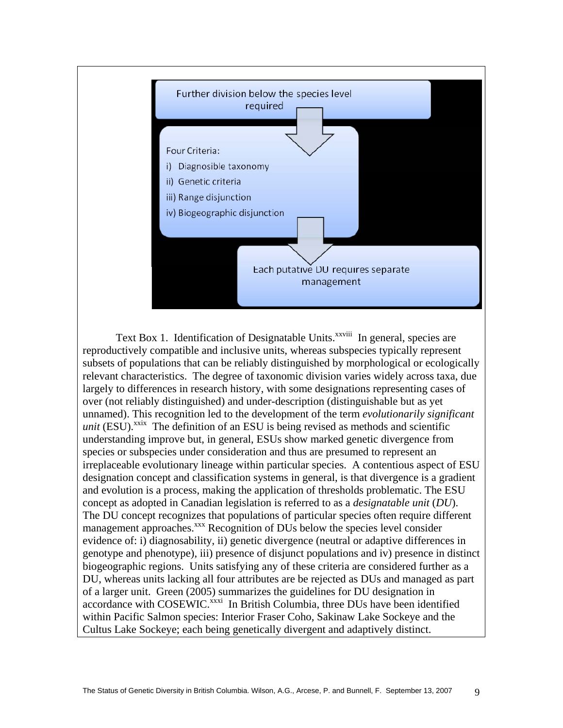Further division below the species level required

Four Criteria:

i) Diagnosible taxonomy
ii) Genetic criteria
iii) Range disjunction
iv) Biogeographic disjunction

Each putative DU requires separate management

Text Box 1. Identification of Designatable Units.[xxviii] In general, species are reproductively compatible and inclusive units, whereas subspecies typically represent subsets of populations that can be reliably distinguished by morphological or ecologically relevant characteristics. The degree of taxonomic division varies widely across taxa, due largely to differences in research history, with some designations representing cases of over (not reliably distinguished) and under-description (distinguishable but as yet unnamed). This recognition led to the development of the term *evolutionarily significant unit* (ESU).[xxix] The definition of an ESU is being revised as methods and scientific understanding improve but, in general, ESUs show marked genetic divergence from species or subspecies under consideration and thus are presumed to represent an irreplaceable evolutionary lineage within particular species. A contentious aspect of ESU designation concept and classification systems in general, is that divergence is a gradient and evolution is a process, making the application of thresholds problematic. The ESU concept as adopted in Canadian legislation is referred to as a *designatable unit* (*DU*). The DU concept recognizes that populations of particular species often require different management approaches.[xxx] Recognition of DUs below the species level consider evidence of: i) diagnosability, ii) genetic divergence (neutral or adaptive differences in genotype and phenotype), iii) presence of disjunct populations and iv) presence in distinct biogeographic regions. Units satisfying any of these criteria are considered further as a DU, whereas units lacking all four attributes are be rejected as DUs and managed as part of a larger unit. Green (2005) summarizes the guidelines for DU designation in accordance with COSEWIC.[xxxi] In British Columbia, three DUs have been identified within Pacific Salmon species: Interior Fraser Coho, Sakinaw Lake Sockeye and the Cultus Lake Sockeye; each being genetically divergent and adaptively distinct.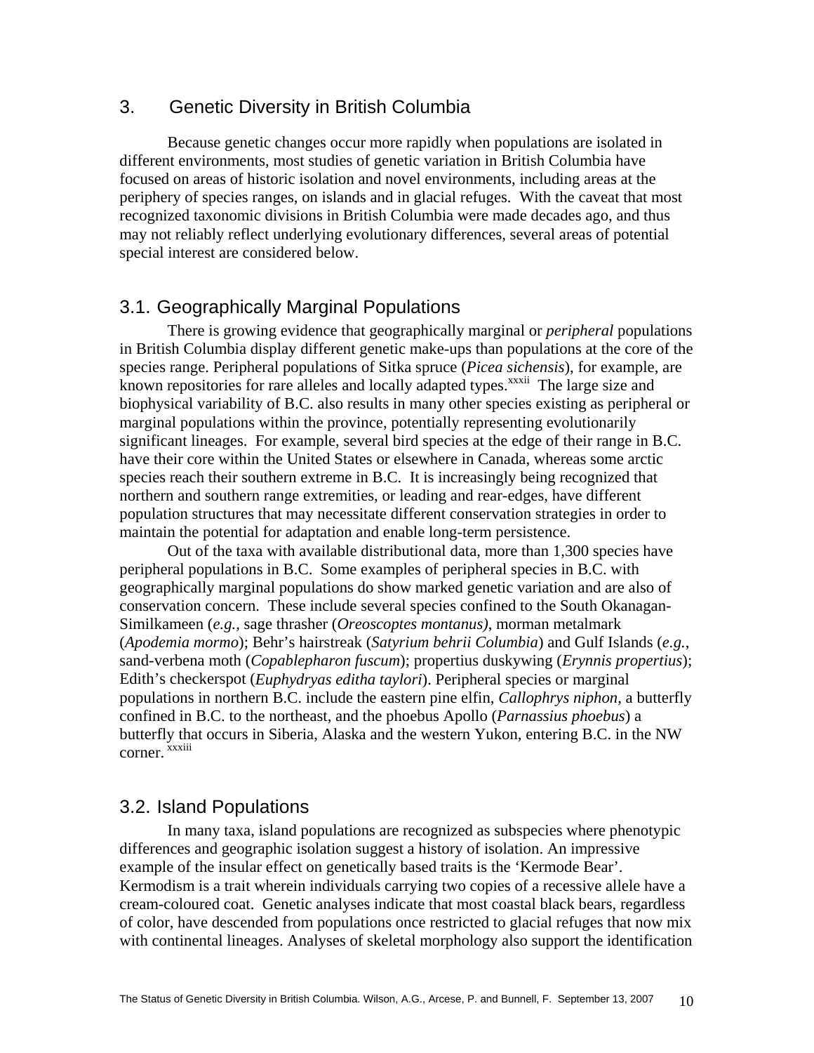## 3. Genetic Diversity in British Columbia

Because genetic changes occur more rapidly when populations are isolated in different environments, most studies of genetic variation in British Columbia have focused on areas of historic isolation and novel environments, including areas at the periphery of species ranges, on islands and in glacial refuges. With the caveat that most recognized taxonomic divisions in British Columbia were made decades ago, and thus may not reliably reflect underlying evolutionary differences, several areas of potential special interest are considered below.

### 3.1. Geographically Marginal Populations

There is growing evidence that geographically marginal or *peripheral* populations in British Columbia display different genetic make-ups than populations at the core of the species range. Peripheral populations of Sitka spruce (*Picea sichensis*), for example, are known repositories for rare alleles and locally adapted types.[xxxii] The large size and biophysical variability of B.C. also results in many other species existing as peripheral or marginal populations within the province, potentially representing evolutionarily significant lineages. For example, several bird species at the edge of their range in B.C. have their core within the United States or elsewhere in Canada, whereas some arctic species reach their southern extreme in B.C. It is increasingly being recognized that northern and southern range extremities, or leading and rear-edges, have different population structures that may necessitate different conservation strategies in order to maintain the potential for adaptation and enable long-term persistence.

Out of the taxa with available distributional data, more than 1,300 species have peripheral populations in B.C. Some examples of peripheral species in B.C. with geographically marginal populations do show marked genetic variation and are also of conservation concern. These include several species confined to the South Okanagan-Similkameen (*e.g.,* sage thrasher (*Oreoscoptes montanus)*, morman metalmark (*Apodemia mormo*); Behr's hairstreak (*Satyrium behrii Columbia*) and Gulf Islands (*e.g.,* sand-verbena moth (*Copablepharon fuscum*); propertius duskywing (*Erynnis propertius*); Edith's checkerspot (*Euphydryas editha taylori*). Peripheral species or marginal populations in northern B.C. include the eastern pine elfin, *Callophrys niphon*, a butterfly confined in B.C. to the northeast, and the phoebus Apollo (*Parnassius phoebus*) a butterfly that occurs in Siberia, Alaska and the western Yukon, entering B.C. in the NW corner.[xxxiii]

### 3.2. Island Populations

In many taxa, island populations are recognized as subspecies where phenotypic differences and geographic isolation suggest a history of isolation. An impressive example of the insular effect on genetically based traits is the 'Kermode Bear'. Kermodism is a trait wherein individuals carrying two copies of a recessive allele have a cream-coloured coat. Genetic analyses indicate that most coastal black bears, regardless of color, have descended from populations once restricted to glacial refuges that now mix with continental lineages. Analyses of skeletal morphology also support the identification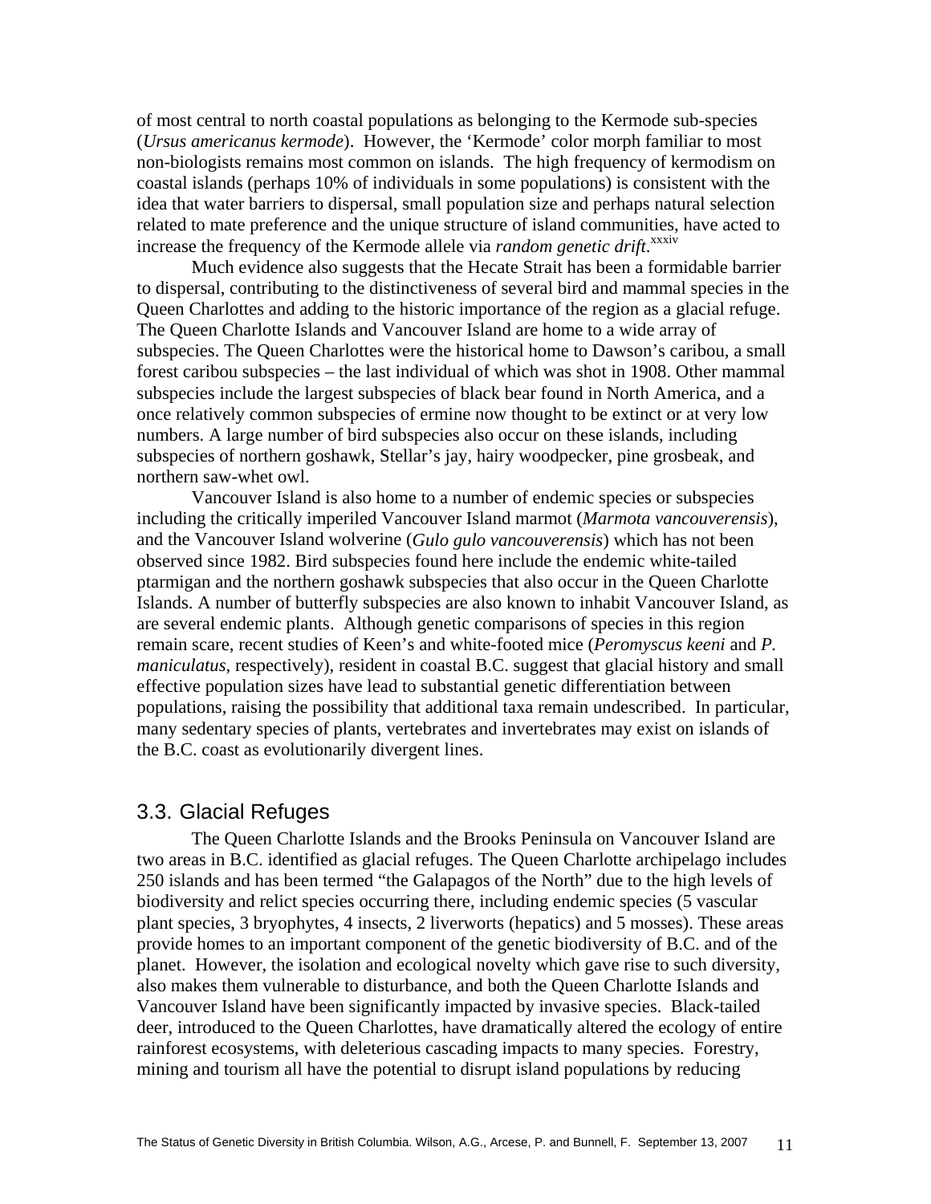of most central to north coastal populations as belonging to the Kermode sub-species (*Ursus americanus kermode*). However, the 'Kermode' color morph familiar to most non-biologists remains most common on islands. The high frequency of kermodism on coastal islands (perhaps 10% of individuals in some populations) is consistent with the idea that water barriers to dispersal, small population size and perhaps natural selection related to mate preference and the unique structure of island communities, have acted to increase the frequency of the Kermode allele via *random genetic drift*.[xxxiv]

Much evidence also suggests that the Hecate Strait has been a formidable barrier to dispersal, contributing to the distinctiveness of several bird and mammal species in the Queen Charlottes and adding to the historic importance of the region as a glacial refuge. The Queen Charlotte Islands and Vancouver Island are home to a wide array of subspecies. The Queen Charlottes were the historical home to Dawson's caribou, a small forest caribou subspecies – the last individual of which was shot in 1908. Other mammal subspecies include the largest subspecies of black bear found in North America, and a once relatively common subspecies of ermine now thought to be extinct or at very low numbers. A large number of bird subspecies also occur on these islands, including subspecies of northern goshawk, Stellar's jay, hairy woodpecker, pine grosbeak, and northern saw-whet owl.

Vancouver Island is also home to a number of endemic species or subspecies including the critically imperiled Vancouver Island marmot (*Marmota vancouverensis*), and the Vancouver Island wolverine (*Gulo gulo vancouverensis*) which has not been observed since 1982. Bird subspecies found here include the endemic white-tailed ptarmigan and the northern goshawk subspecies that also occur in the Queen Charlotte Islands. A number of butterfly subspecies are also known to inhabit Vancouver Island, as are several endemic plants. Although genetic comparisons of species in this region remain scare, recent studies of Keen's and white-footed mice (*Peromyscus keeni* and *P. maniculatus*, respectively), resident in coastal B.C. suggest that glacial history and small effective population sizes have lead to substantial genetic differentiation between populations, raising the possibility that additional taxa remain undescribed. In particular, many sedentary species of plants, vertebrates and invertebrates may exist on islands of the B.C. coast as evolutionarily divergent lines.

## 3.3. Glacial Refuges

The Queen Charlotte Islands and the Brooks Peninsula on Vancouver Island are two areas in B.C. identified as glacial refuges. The Queen Charlotte archipelago includes 250 islands and has been termed "the Galapagos of the North" due to the high levels of biodiversity and relict species occurring there, including endemic species (5 vascular plant species, 3 bryophytes, 4 insects, 2 liverworts (hepatics) and 5 mosses). These areas provide homes to an important component of the genetic biodiversity of B.C. and of the planet. However, the isolation and ecological novelty which gave rise to such diversity, also makes them vulnerable to disturbance, and both the Queen Charlotte Islands and Vancouver Island have been significantly impacted by invasive species. Black-tailed deer, introduced to the Queen Charlottes, have dramatically altered the ecology of entire rainforest ecosystems, with deleterious cascading impacts to many species. Forestry, mining and tourism all have the potential to disrupt island populations by reducing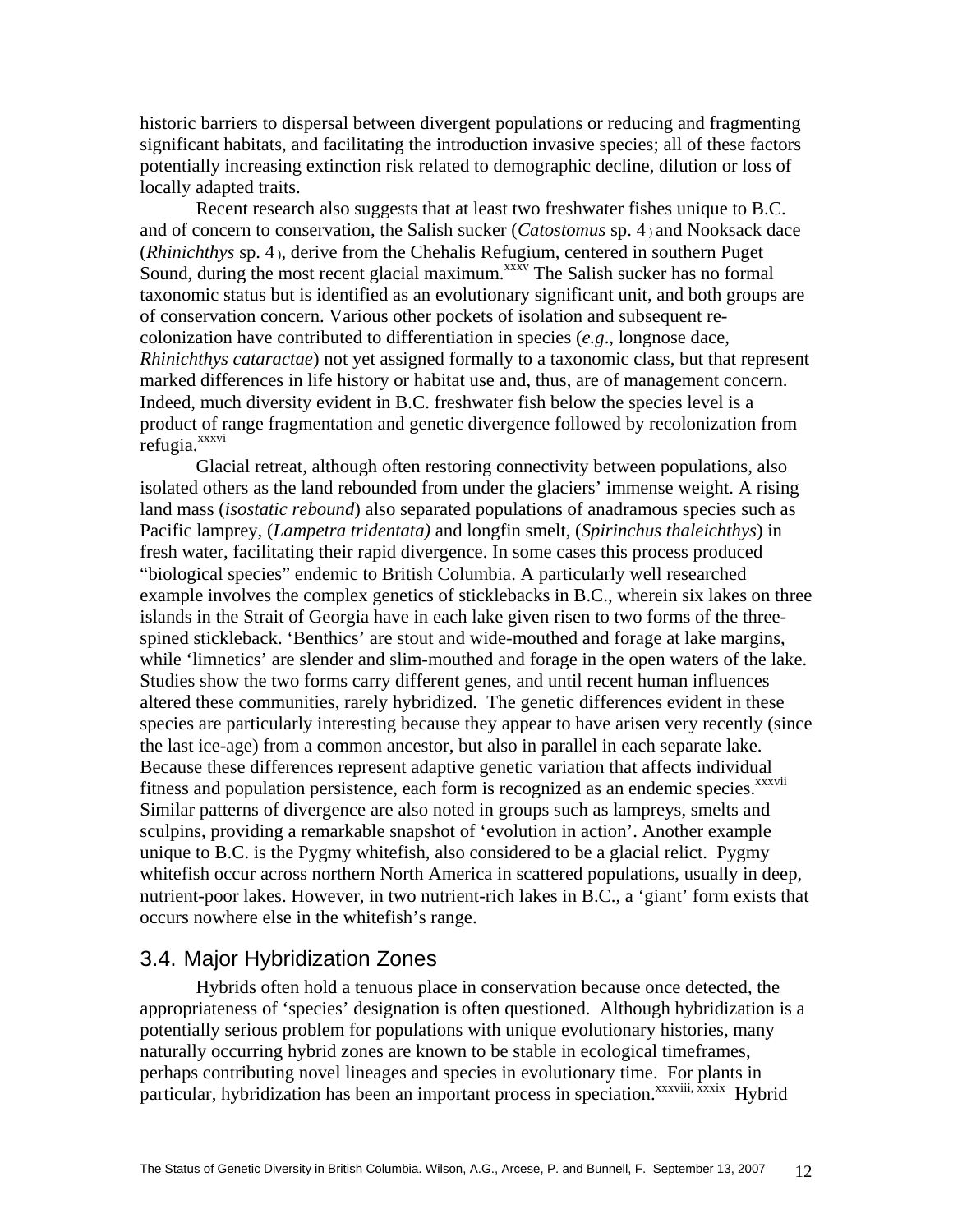historic barriers to dispersal between divergent populations or reducing and fragmenting significant habitats, and facilitating the introduction invasive species; all of these factors potentially increasing extinction risk related to demographic decline, dilution or loss of locally adapted traits.

Recent research also suggests that at least two freshwater fishes unique to B.C. and of concern to conservation, the Salish sucker (*Catostomus* sp. 4 ) and Nooksack dace (*Rhinichthys* sp. 4 ), derive from the Chehalis Refugium, centered in southern Puget Sound, during the most recent glacial maximum.[xxxv] The Salish sucker has no formal taxonomic status but is identified as an evolutionary significant unit, and both groups are of conservation concern. Various other pockets of isolation and subsequent re-colonization have contributed to differentiation in species (*e.g*., longnose dace, *Rhinichthys cataractae*) not yet assigned formally to a taxonomic class, but that represent marked differences in life history or habitat use and, thus, are of management concern. Indeed, much diversity evident in B.C. freshwater fish below the species level is a product of range fragmentation and genetic divergence followed by recolonization from refugia.[xxxvi]

Glacial retreat, although often restoring connectivity between populations, also isolated others as the land rebounded from under the glaciers' immense weight. A rising land mass (*isostatic rebound*) also separated populations of anadramous species such as Pacific lamprey, (*Lampetra tridentata)* and longfin smelt, (*Spirinchus thaleichthys*) in fresh water, facilitating their rapid divergence. In some cases this process produced "biological species" endemic to British Columbia. A particularly well researched example involves the complex genetics of sticklebacks in B.C., wherein six lakes on three islands in the Strait of Georgia have in each lake given risen to two forms of the three-spined stickleback. 'Benthics' are stout and wide-mouthed and forage at lake margins, while 'limnetics' are slender and slim-mouthed and forage in the open waters of the lake. Studies show the two forms carry different genes, and until recent human influences altered these communities, rarely hybridized. The genetic differences evident in these species are particularly interesting because they appear to have arisen very recently (since the last ice-age) from a common ancestor, but also in parallel in each separate lake. Because these differences represent adaptive genetic variation that affects individual fitness and population persistence, each form is recognized as an endemic species.[xxxvii] Similar patterns of divergence are also noted in groups such as lampreys, smelts and sculpins, providing a remarkable snapshot of 'evolution in action'. Another example unique to B.C. is the Pygmy whitefish, also considered to be a glacial relict. Pygmy whitefish occur across northern North America in scattered populations, usually in deep, nutrient-poor lakes. However, in two nutrient-rich lakes in B.C., a 'giant' form exists that occurs nowhere else in the whitefish's range.

## 3.4. Major Hybridization Zones

Hybrids often hold a tenuous place in conservation because once detected, the appropriateness of 'species' designation is often questioned. Although hybridization is a potentially serious problem for populations with unique evolutionary histories, many naturally occurring hybrid zones are known to be stable in ecological timeframes, perhaps contributing novel lineages and species in evolutionary time. For plants in particular, hybridization has been an important process in speciation.[xxxviii, xxxix] Hybrid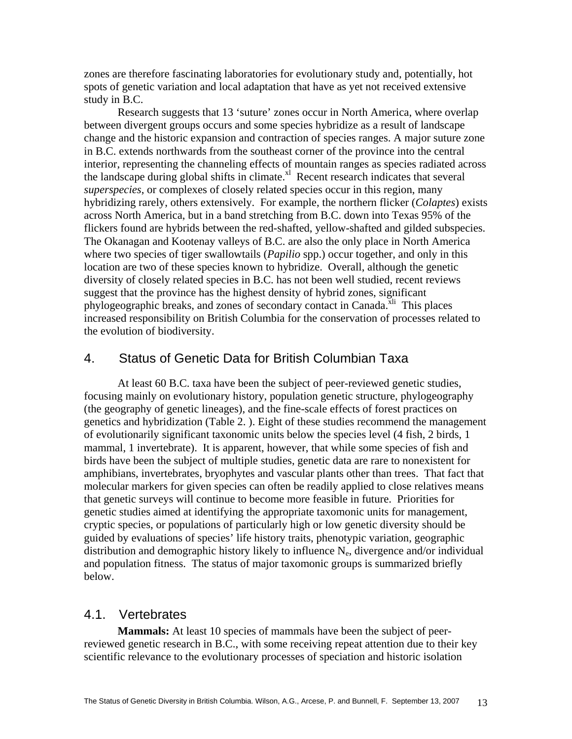zones are therefore fascinating laboratories for evolutionary study and, potentially, hot spots of genetic variation and local adaptation that have as yet not received extensive study in B.C.

Research suggests that 13 'suture' zones occur in North America, where overlap between divergent groups occurs and some species hybridize as a result of landscape change and the historic expansion and contraction of species ranges. A major suture zone in B.C. extends northwards from the southeast corner of the province into the central interior, representing the channeling effects of mountain ranges as species radiated across the landscape during global shifts in climate.[xl] Recent research indicates that several *superspecies*, or complexes of closely related species occur in this region, many hybridizing rarely, others extensively. For example, the northern flicker (*Colaptes*) exists across North America, but in a band stretching from B.C. down into Texas 95% of the flickers found are hybrids between the red-shafted, yellow-shafted and gilded subspecies. The Okanagan and Kootenay valleys of B.C. are also the only place in North America where two species of tiger swallowtails (*Papilio* spp.) occur together, and only in this location are two of these species known to hybridize. Overall, although the genetic diversity of closely related species in B.C. has not been well studied, recent reviews suggest that the province has the highest density of hybrid zones, significant phylogeographic breaks, and zones of secondary contact in Canada.[xli] This places increased responsibility on British Columbia for the conservation of processes related to the evolution of biodiversity.

## 4. Status of Genetic Data for British Columbian Taxa

At least 60 B.C. taxa have been the subject of peer-reviewed genetic studies, focusing mainly on evolutionary history, population genetic structure, phylogeography (the geography of genetic lineages), and the fine-scale effects of forest practices on genetics and hybridization (Table 2. ). Eight of these studies recommend the management of evolutionarily significant taxonomic units below the species level (4 fish, 2 birds, 1 mammal, 1 invertebrate). It is apparent, however, that while some species of fish and birds have been the subject of multiple studies, genetic data are rare to nonexistent for amphibians, invertebrates, bryophytes and vascular plants other than trees. That fact that molecular markers for given species can often be readily applied to close relatives means that genetic surveys will continue to become more feasible in future. Priorities for genetic studies aimed at identifying the appropriate taxomonic units for management, cryptic species, or populations of particularly high or low genetic diversity should be guided by evaluations of species' life history traits, phenotypic variation, geographic distribution and demographic history likely to influence $N_e$, divergence and/or individual and population fitness. The status of major taxomonic groups is summarized briefly below.

### 4.1. Vertebrates

**Mammals:** At least 10 species of mammals have been the subject of peer-reviewed genetic research in B.C., with some receiving repeat attention due to their key scientific relevance to the evolutionary processes of speciation and historic isolation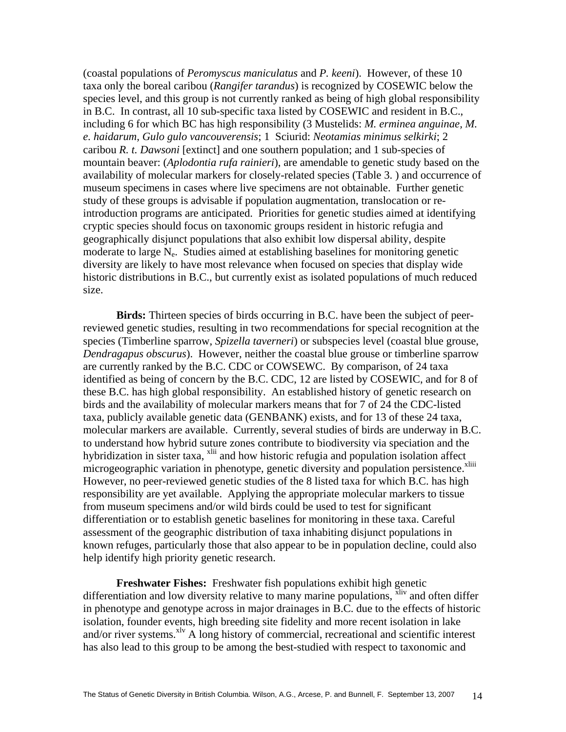(coastal populations of *Peromyscus maniculatus* and *P. keeni*). However, of these 10 taxa only the boreal caribou (*Rangifer tarandus*) is recognized by COSEWIC below the species level, and this group is not currently ranked as being of high global responsibility in B.C. In contrast, all 10 sub-specific taxa listed by COSEWIC and resident in B.C., including 6 for which BC has high responsibility (3 Mustelids: *M. erminea anguinae, M. e. haidarum, Gulo gulo vancouverensis*; 1 Sciurid: *Neotamias minimus selkirki*; 2 caribou *R. t. Dawsoni* [extinct] and one southern population; and 1 sub-species of mountain beaver: (*Aplodontia rufa rainieri*), are amendable to genetic study based on the availability of molecular markers for closely-related species (Table 3. ) and occurrence of museum specimens in cases where live specimens are not obtainable. Further genetic study of these groups is advisable if population augmentation, translocation or re-introduction programs are anticipated. Priorities for genetic studies aimed at identifying cryptic species should focus on taxonomic groups resident in historic refugia and geographically disjunct populations that also exhibit low dispersal ability, despite moderate to large $N_e$. Studies aimed at establishing baselines for monitoring genetic diversity are likely to have most relevance when focused on species that display wide historic distributions in B.C., but currently exist as isolated populations of much reduced size.

**Birds:** Thirteen species of birds occurring in B.C. have been the subject of peer-reviewed genetic studies, resulting in two recommendations for special recognition at the species (Timberline sparrow, *Spizella taverneri*) or subspecies level (coastal blue grouse, *Dendragapus obscurus*). However, neither the coastal blue grouse or timberline sparrow are currently ranked by the B.C. CDC or COWSEWC. By comparison, of 24 taxa identified as being of concern by the B.C. CDC, 12 are listed by COSEWIC, and for 8 of these B.C. has high global responsibility. An established history of genetic research on birds and the availability of molecular markers means that for 7 of 24 the CDC-listed taxa, publicly available genetic data (GENBANK) exists, and for 13 of these 24 taxa, molecular markers are available. Currently, several studies of birds are underway in B.C. to understand how hybrid suture zones contribute to biodiversity via speciation and the hybridization in sister taxa, [xlii] and how historic refugia and population isolation affect microgeographic variation in phenotype, genetic diversity and population persistence.[xliii] However, no peer-reviewed genetic studies of the 8 listed taxa for which B.C. has high responsibility are yet available. Applying the appropriate molecular markers to tissue from museum specimens and/or wild birds could be used to test for significant differentiation or to establish genetic baselines for monitoring in these taxa. Careful assessment of the geographic distribution of taxa inhabiting disjunct populations in known refuges, particularly those that also appear to be in population decline, could also help identify high priority genetic research.

**Freshwater Fishes:** Freshwater fish populations exhibit high genetic differentiation and low diversity relative to many marine populations, [xliv] and often differ in phenotype and genotype across in major drainages in B.C. due to the effects of historic isolation, founder events, high breeding site fidelity and more recent isolation in lake and/or river systems.[xlv] A long history of commercial, recreational and scientific interest has also lead to this group to be among the best-studied with respect to taxonomic and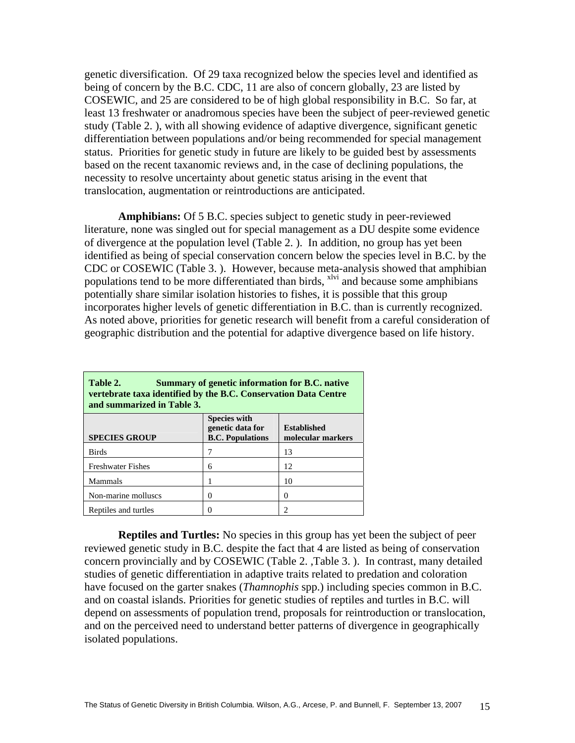genetic diversification. Of 29 taxa recognized below the species level and identified as being of concern by the B.C. CDC, 11 are also of concern globally, 23 are listed by COSEWIC, and 25 are considered to be of high global responsibility in B.C. So far, at least 13 freshwater or anadromous species have been the subject of peer-reviewed genetic study (Table 2. ), with all showing evidence of adaptive divergence, significant genetic differentiation between populations and/or being recommended for special management status. Priorities for genetic study in future are likely to be guided best by assessments based on the recent taxonomic reviews and, in the case of declining populations, the necessity to resolve uncertainty about genetic status arising in the event that translocation, augmentation or reintroductions are anticipated.

**Amphibians:** Of 5 B.C. species subject to genetic study in peer-reviewed literature, none was singled out for special management as a DU despite some evidence of divergence at the population level (Table 2. ). In addition, no group has yet been identified as being of special conservation concern below the species level in B.C. by the CDC or COSEWIC (Table 3. ). However, because meta-analysis showed that amphibian populations tend to be more differentiated than birds, [xlvi] and because some amphibians potentially share similar isolation histories to fishes, it is possible that this group incorporates higher levels of genetic differentiation in B.C. than is currently recognized. As noted above, priorities for genetic research will benefit from a careful consideration of geographic distribution and the potential for adaptive divergence based on life history.

**Table 2. Summary of genetic information for B.C. native vertebrate taxa identified by the B.C. Conservation Data Centre and summarized in Table 3.**

| SPECIES GROUP | Species with genetic data for B.C. Populations | Established molecular markers |
|---|---|---|
| Birds | 7 | 13 |
| Freshwater Fishes | 6 | 12 |
| Mammals | 1 | 10 |
| Non-marine molluscs | 0 | 0 |
| Reptiles and turtles | 0 | 2 |

**Reptiles and Turtles:** No species in this group has yet been the subject of peer reviewed genetic study in B.C. despite the fact that 4 are listed as being of conservation concern provincially and by COSEWIC (Table 2. ,Table 3. ). In contrast, many detailed studies of genetic differentiation in adaptive traits related to predation and coloration have focused on the garter snakes (*Thamnophis* spp.) including species common in B.C. and on coastal islands. Priorities for genetic studies of reptiles and turtles in B.C. will depend on assessments of population trend, proposals for reintroduction or translocation, and on the perceived need to understand better patterns of divergence in geographically isolated populations.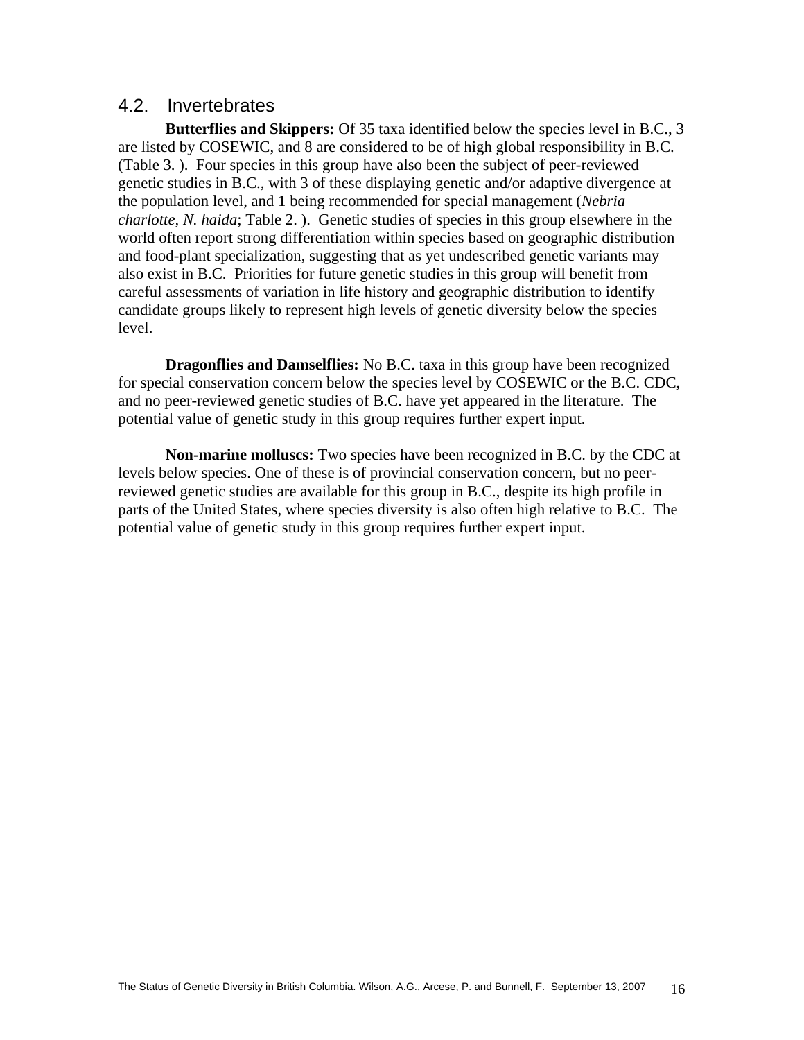## 4.2. Invertebrates

**Butterflies and Skippers:** Of 35 taxa identified below the species level in B.C., 3 are listed by COSEWIC, and 8 are considered to be of high global responsibility in B.C. (Table 3. ). Four species in this group have also been the subject of peer-reviewed genetic studies in B.C., with 3 of these displaying genetic and/or adaptive divergence at the population level, and 1 being recommended for special management (*Nebria charlotte, N. haida*; Table 2. ). Genetic studies of species in this group elsewhere in the world often report strong differentiation within species based on geographic distribution and food-plant specialization, suggesting that as yet undescribed genetic variants may also exist in B.C. Priorities for future genetic studies in this group will benefit from careful assessments of variation in life history and geographic distribution to identify candidate groups likely to represent high levels of genetic diversity below the species level.

**Dragonflies and Damselflies:** No B.C. taxa in this group have been recognized for special conservation concern below the species level by COSEWIC or the B.C. CDC, and no peer-reviewed genetic studies of B.C. have yet appeared in the literature. The potential value of genetic study in this group requires further expert input.

**Non-marine molluscs:** Two species have been recognized in B.C. by the CDC at levels below species. One of these is of provincial conservation concern, but no peer-reviewed genetic studies are available for this group in B.C., despite its high profile in parts of the United States, where species diversity is also often high relative to B.C. The potential value of genetic study in this group requires further expert input.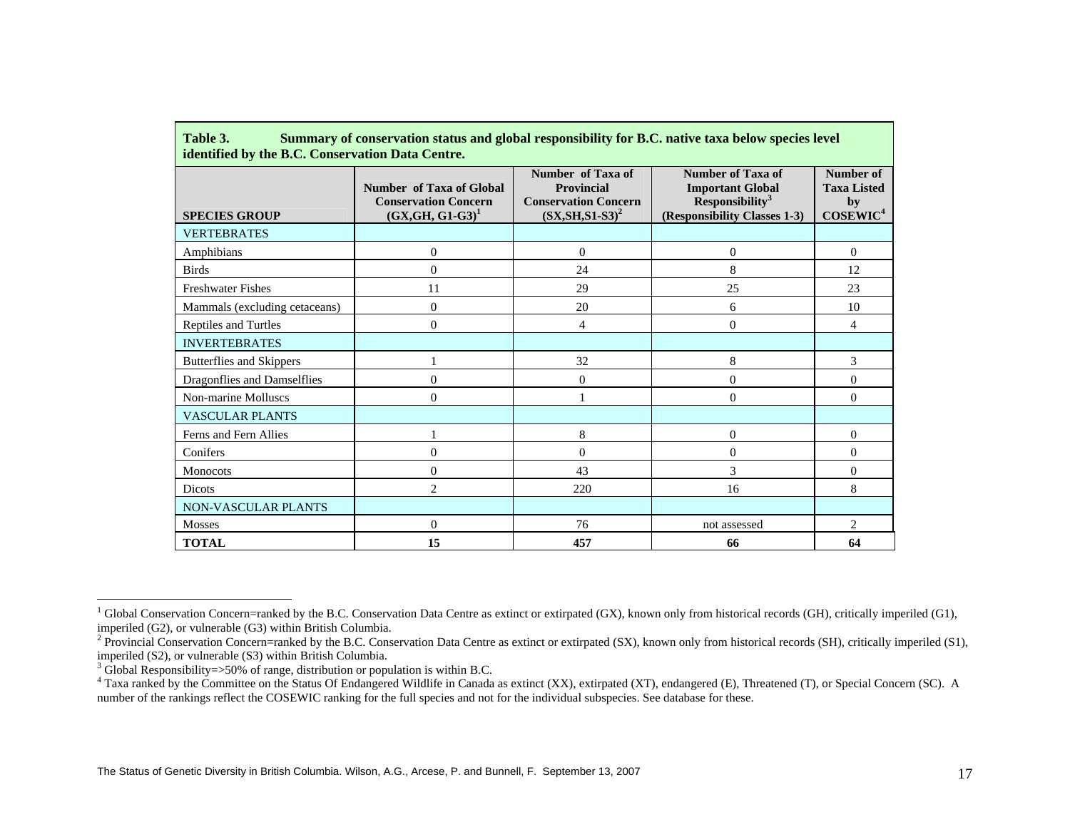**Table 3. Summary of conservation status and global responsibility for B.C. native taxa below species level identified by the B.C. Conservation Data Centre.**

| SPECIES GROUP | Number of Taxa of Global Conservation Concern (GX,GH, G1-G3)[1] | Number of Taxa of Provincial Conservation Concern (SX,SH,S1-S3)[2] | Number of Taxa of Important Global Responsibility[3] (Responsibility Classes 1-3) | Number of Taxa Listed by COSEWIC[4] |
|---|---|---|---|---|
| VERTEBRATES | | | | |
| Amphibians | 0 | 0 | 0 | 0 |
| Birds | 0 | 24 | 8 | 12 |
| Freshwater Fishes | 11 | 29 | 25 | 23 |
| Mammals (excluding cetaceans) | 0 | 20 | 6 | 10 |
| Reptiles and Turtles | 0 | 4 | 0 | 4 |
| INVERTEBRATES | | | | |
| Butterflies and Skippers | 1 | 32 | 8 | 3 |
| Dragonflies and Damselflies | 0 | 0 | 0 | 0 |
| Non-marine Molluscs | 0 | 1 | 0 | 0 |
| VASCULAR PLANTS | | | | |
| Ferns and Fern Allies | 1 | 8 | 0 | 0 |
| Conifers | 0 | 0 | 0 | 0 |
| Monocots | 0 | 43 | 3 | 0 |
| Dicots | 2 | 220 | 16 | 8 |
| NON-VASCULAR PLANTS | | | | |
| Mosses | 0 | 76 | not assessed | 2 |
| **TOTAL** | **15** | **457** | **66** | **64** |

[1] Global Conservation Concern=ranked by the B.C. Conservation Data Centre as extinct or extirpated (GX), known only from historical records (GH), critically imperiled (G1), imperiled (G2), or vulnerable (G3) within British Columbia.

[2] Provincial Conservation Concern=ranked by the B.C. Conservation Data Centre as extinct or extirpated (SX), known only from historical records (SH), critically imperiled (S1), imperiled (S2), or vulnerable (S3) within British Columbia.

[3] Global Responsibility=>50% of range, distribution or population is within B.C.

[4] Taxa ranked by the Committee on the Status Of Endangered Wildlife in Canada as extinct (XX), extirpated (XT), endangered (E), Threatened (T), or Special Concern (SC). A number of the rankings reflect the COSEWIC ranking for the full species and not for the individual subspecies. See database for these.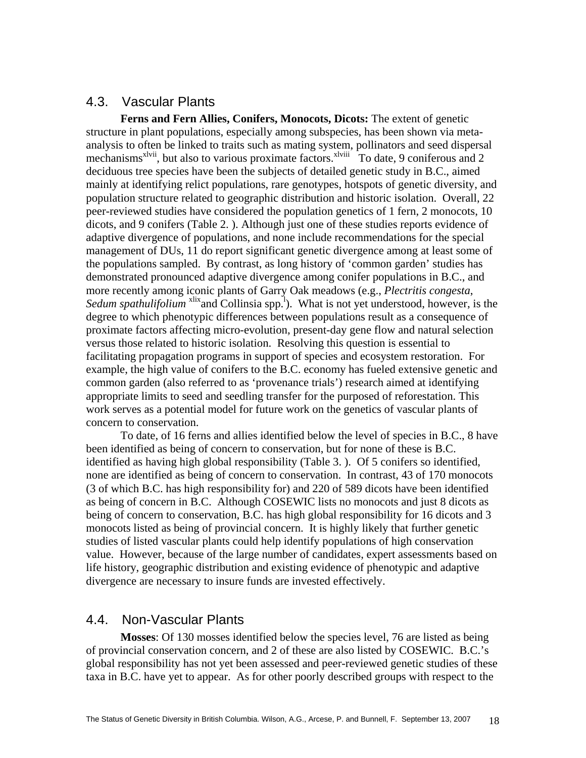## 4.3. Vascular Plants

**Ferns and Fern Allies, Conifers, Monocots, Dicots:** The extent of genetic structure in plant populations, especially among subspecies, has been shown via meta-analysis to often be linked to traits such as mating system, pollinators and seed dispersal mechanisms[xlvii], but also to various proximate factors.[xlviii] To date, 9 coniferous and 2 deciduous tree species have been the subjects of detailed genetic study in B.C., aimed mainly at identifying relict populations, rare genotypes, hotspots of genetic diversity, and population structure related to geographic distribution and historic isolation. Overall, 22 peer-reviewed studies have considered the population genetics of 1 fern, 2 monocots, 10 dicots, and 9 conifers (Table 2. ). Although just one of these studies reports evidence of adaptive divergence of populations, and none include recommendations for the special management of DUs, 11 do report significant genetic divergence among at least some of the populations sampled. By contrast, as long history of 'common garden' studies has demonstrated pronounced adaptive divergence among conifer populations in B.C., and more recently among iconic plants of Garry Oak meadows (e.g., *Plectritis congesta*, *Sedum spathulifolium* [xlix]and Collinsia spp.[l]). What is not yet understood, however, is the degree to which phenotypic differences between populations result as a consequence of proximate factors affecting micro-evolution, present-day gene flow and natural selection versus those related to historic isolation. Resolving this question is essential to facilitating propagation programs in support of species and ecosystem restoration. For example, the high value of conifers to the B.C. economy has fueled extensive genetic and common garden (also referred to as 'provenance trials') research aimed at identifying appropriate limits to seed and seedling transfer for the purposed of reforestation. This work serves as a potential model for future work on the genetics of vascular plants of concern to conservation.

To date, of 16 ferns and allies identified below the level of species in B.C., 8 have been identified as being of concern to conservation, but for none of these is B.C. identified as having high global responsibility (Table 3. ). Of 5 conifers so identified, none are identified as being of concern to conservation. In contrast, 43 of 170 monocots (3 of which B.C. has high responsibility for) and 220 of 589 dicots have been identified as being of concern in B.C. Although COSEWIC lists no monocots and just 8 dicots as being of concern to conservation, B.C. has high global responsibility for 16 dicots and 3 monocots listed as being of provincial concern. It is highly likely that further genetic studies of listed vascular plants could help identify populations of high conservation value. However, because of the large number of candidates, expert assessments based on life history, geographic distribution and existing evidence of phenotypic and adaptive divergence are necessary to insure funds are invested effectively.

## 4.4. Non-Vascular Plants

**Mosses**: Of 130 mosses identified below the species level, 76 are listed as being of provincial conservation concern, and 2 of these are also listed by COSEWIC. B.C.'s global responsibility has not yet been assessed and peer-reviewed genetic studies of these taxa in B.C. have yet to appear. As for other poorly described groups with respect to the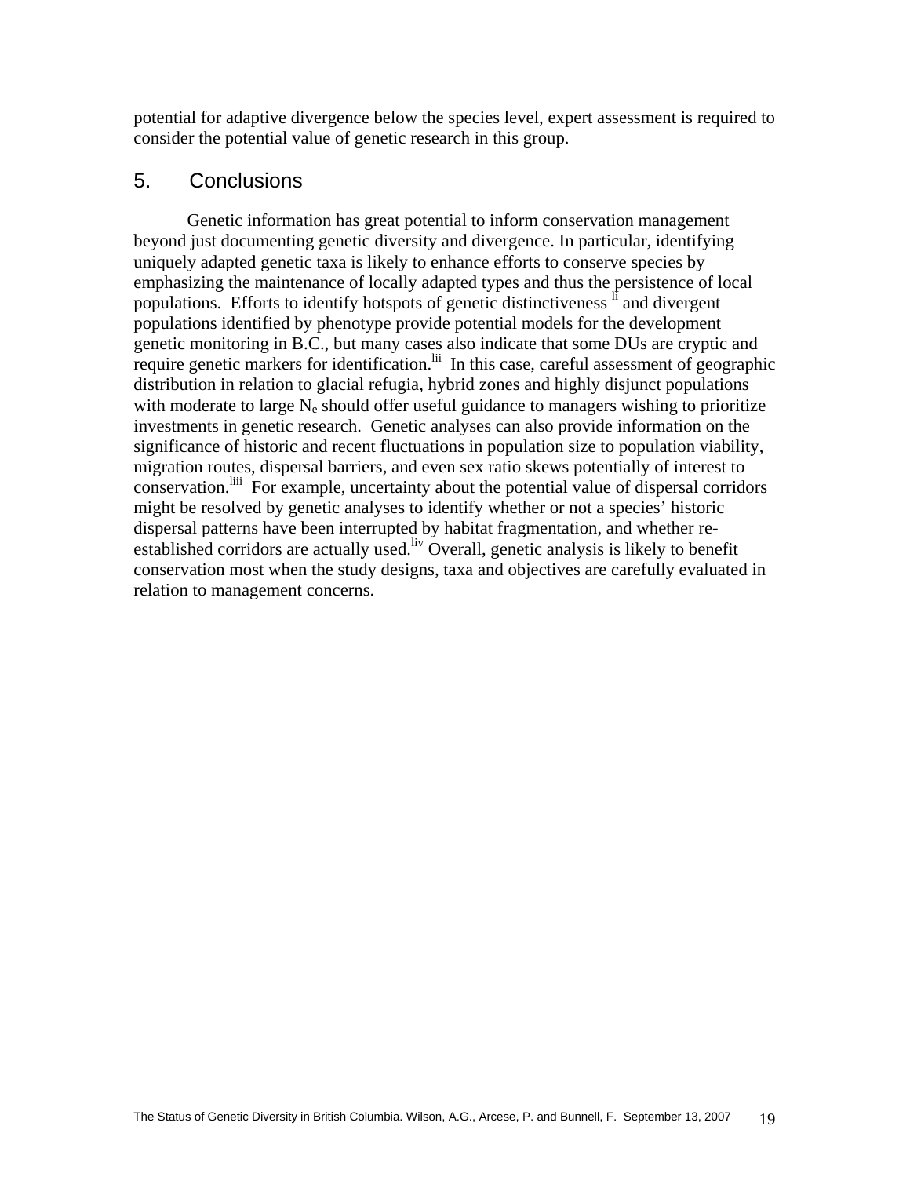potential for adaptive divergence below the species level, expert assessment is required to consider the potential value of genetic research in this group.

## 5. Conclusions

Genetic information has great potential to inform conservation management beyond just documenting genetic diversity and divergence. In particular, identifying uniquely adapted genetic taxa is likely to enhance efforts to conserve species by emphasizing the maintenance of locally adapted types and thus the persistence of local populations. Efforts to identify hotspots of genetic distinctiveness [li] and divergent populations identified by phenotype provide potential models for the development genetic monitoring in B.C., but many cases also indicate that some DUs are cryptic and require genetic markers for identification.[lii] In this case, careful assessment of geographic distribution in relation to glacial refugia, hybrid zones and highly disjunct populations with moderate to large $N_e$ should offer useful guidance to managers wishing to prioritize investments in genetic research. Genetic analyses can also provide information on the significance of historic and recent fluctuations in population size to population viability, migration routes, dispersal barriers, and even sex ratio skews potentially of interest to conservation.[liii] For example, uncertainty about the potential value of dispersal corridors might be resolved by genetic analyses to identify whether or not a species' historic dispersal patterns have been interrupted by habitat fragmentation, and whether re-established corridors are actually used.[liv] Overall, genetic analysis is likely to benefit conservation most when the study designs, taxa and objectives are carefully evaluated in relation to management concerns.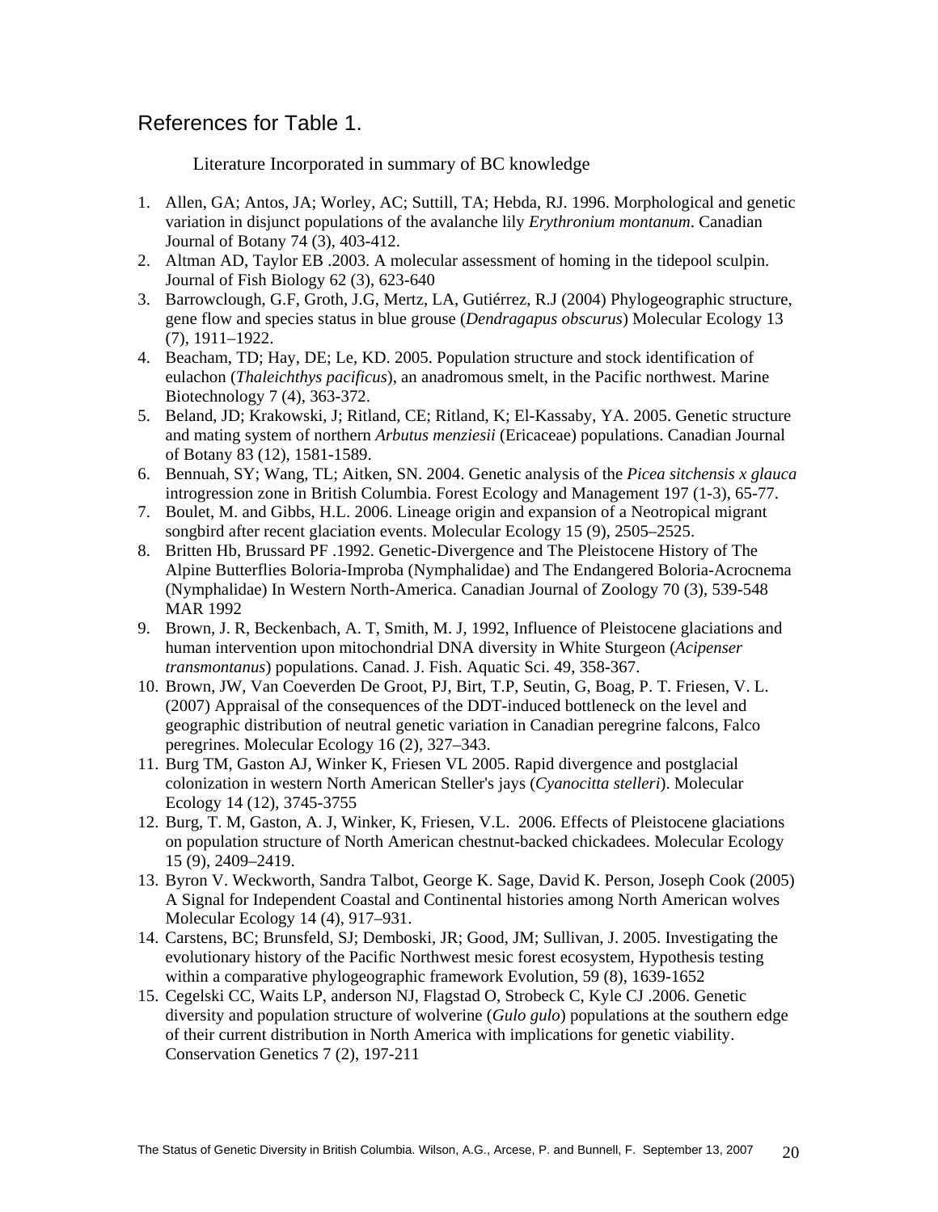## References for Table 1.

Literature Incorporated in summary of BC knowledge

1. Allen, GA; Antos, JA; Worley, AC; Suttill, TA; Hebda, RJ. 1996. Morphological and genetic variation in disjunct populations of the avalanche lily *Erythronium montanum*. Canadian Journal of Botany 74 (3), 403-412.
2. Altman AD, Taylor EB .2003. A molecular assessment of homing in the tidepool sculpin. Journal of Fish Biology 62 (3), 623-640
3. Barrowclough, G.F, Groth, J.G, Mertz, LA, Gutiérrez, R.J (2004) Phylogeographic structure, gene flow and species status in blue grouse (*Dendragapus obscurus*) Molecular Ecology 13 (7), 1911–1922.
4. Beacham, TD; Hay, DE; Le, KD. 2005. Population structure and stock identification of eulachon (*Thaleichthys pacificus*), an anadromous smelt, in the Pacific northwest. Marine Biotechnology 7 (4), 363-372.
5. Beland, JD; Krakowski, J; Ritland, CE; Ritland, K; El-Kassaby, YA. 2005. Genetic structure and mating system of northern *Arbutus menziesii* (Ericaceae) populations. Canadian Journal of Botany 83 (12), 1581-1589.
6. Bennuah, SY; Wang, TL; Aitken, SN. 2004. Genetic analysis of the *Picea sitchensis x glauca* introgression zone in British Columbia. Forest Ecology and Management 197 (1-3), 65-77.
7. Boulet, M. and Gibbs, H.L. 2006. Lineage origin and expansion of a Neotropical migrant songbird after recent glaciation events. Molecular Ecology 15 (9), 2505–2525.
8. Britten Hb, Brussard PF .1992. Genetic-Divergence and The Pleistocene History of The Alpine Butterflies Boloria-Improba (Nymphalidae) and The Endangered Boloria-Acrocnema (Nymphalidae) In Western North-America. Canadian Journal of Zoology 70 (3), 539-548 MAR 1992
9. Brown, J. R, Beckenbach, A. T, Smith, M. J, 1992, Influence of Pleistocene glaciations and human intervention upon mitochondrial DNA diversity in White Sturgeon (*Acipenser transmontanus*) populations. Canad. J. Fish. Aquatic Sci. 49, 358-367.
10. Brown, JW, Van Coeverden De Groot, PJ, Birt, T.P, Seutin, G, Boag, P. T. Friesen, V. L. (2007) Appraisal of the consequences of the DDT-induced bottleneck on the level and geographic distribution of neutral genetic variation in Canadian peregrine falcons, Falco peregrines. Molecular Ecology 16 (2), 327–343.
11. Burg TM, Gaston AJ, Winker K, Friesen VL 2005. Rapid divergence and postglacial colonization in western North American Steller's jays (*Cyanocitta stelleri*). Molecular Ecology 14 (12), 3745-3755
12. Burg, T. M, Gaston, A. J, Winker, K, Friesen, V.L. 2006. Effects of Pleistocene glaciations on population structure of North American chestnut-backed chickadees. Molecular Ecology 15 (9), 2409–2419.
13. Byron V. Weckworth, Sandra Talbot, George K. Sage, David K. Person, Joseph Cook (2005) A Signal for Independent Coastal and Continental histories among North American wolves Molecular Ecology 14 (4), 917–931.
14. Carstens, BC; Brunsfeld, SJ; Demboski, JR; Good, JM; Sullivan, J. 2005. Investigating the evolutionary history of the Pacific Northwest mesic forest ecosystem, Hypothesis testing within a comparative phylogeographic framework Evolution, 59 (8), 1639-1652
15. Cegelski CC, Waits LP, anderson NJ, Flagstad O, Strobeck C, Kyle CJ .2006. Genetic diversity and population structure of wolverine (*Gulo gulo*) populations at the southern edge of their current distribution in North America with implications for genetic viability. Conservation Genetics 7 (2), 197-211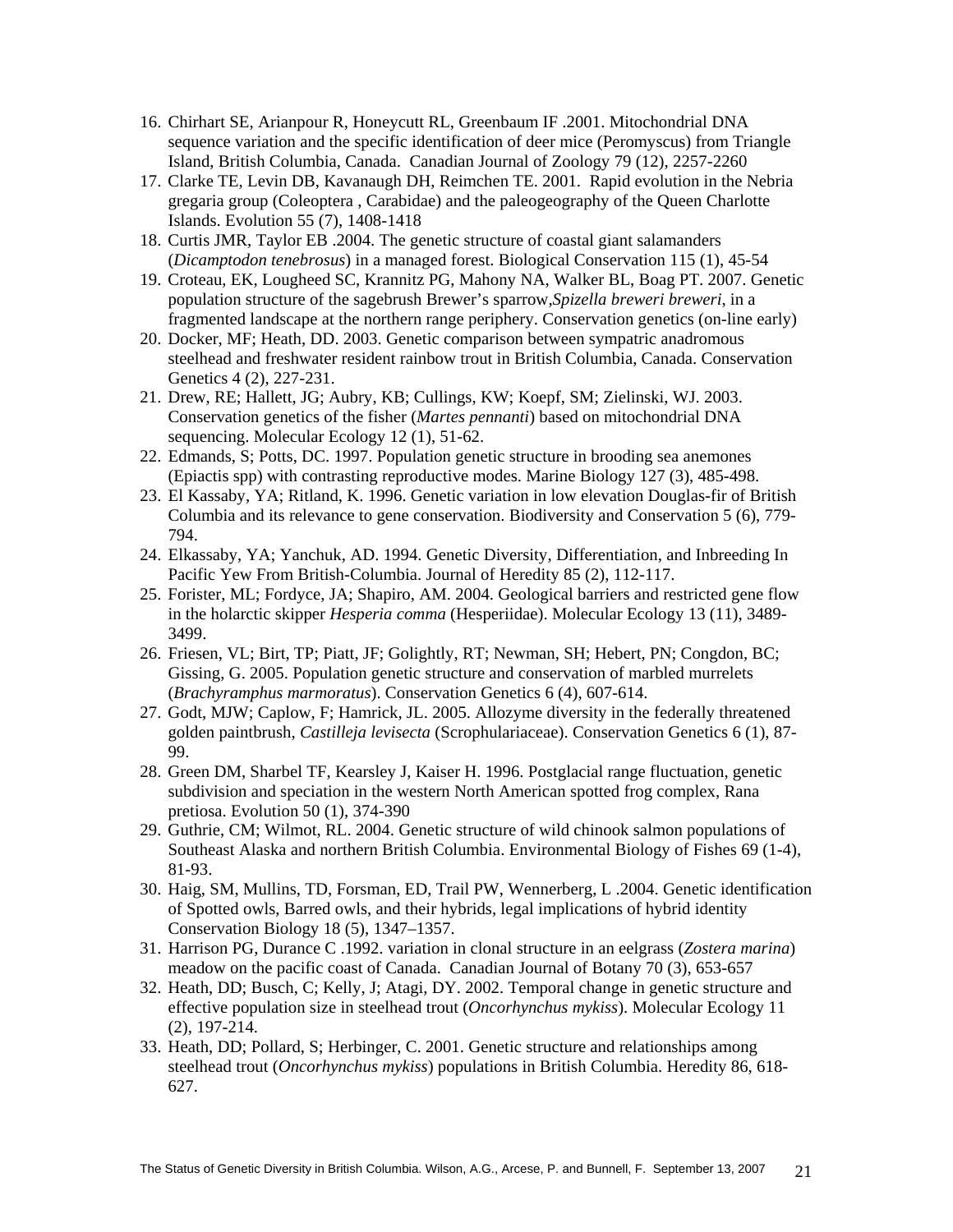16. Chirhart SE, Arianpour R, Honeycutt RL, Greenbaum IF .2001. Mitochondrial DNA sequence variation and the specific identification of deer mice (Peromyscus) from Triangle Island, British Columbia, Canada. Canadian Journal of Zoology 79 (12), 2257-2260
17. Clarke TE, Levin DB, Kavanaugh DH, Reimchen TE. 2001. Rapid evolution in the Nebria gregaria group (Coleoptera , Carabidae) and the paleogeography of the Queen Charlotte Islands. Evolution 55 (7), 1408-1418
18. Curtis JMR, Taylor EB .2004. The genetic structure of coastal giant salamanders (*Dicamptodon tenebrosus*) in a managed forest. Biological Conservation 115 (1), 45-54
19. Croteau, EK, Lougheed SC, Krannitz PG, Mahony NA, Walker BL, Boag PT. 2007. Genetic population structure of the sagebrush Brewer's sparrow,*Spizella breweri breweri*, in a fragmented landscape at the northern range periphery. Conservation genetics (on-line early)
20. Docker, MF; Heath, DD. 2003. Genetic comparison between sympatric anadromous steelhead and freshwater resident rainbow trout in British Columbia, Canada. Conservation Genetics 4 (2), 227-231.
21. Drew, RE; Hallett, JG; Aubry, KB; Cullings, KW; Koepf, SM; Zielinski, WJ. 2003. Conservation genetics of the fisher (*Martes pennanti*) based on mitochondrial DNA sequencing. Molecular Ecology 12 (1), 51-62.
22. Edmands, S; Potts, DC. 1997. Population genetic structure in brooding sea anemones (Epiactis spp) with contrasting reproductive modes. Marine Biology 127 (3), 485-498.
23. El Kassaby, YA; Ritland, K. 1996. Genetic variation in low elevation Douglas-fir of British Columbia and its relevance to gene conservation. Biodiversity and Conservation 5 (6), 779-794.
24. Elkassaby, YA; Yanchuk, AD. 1994. Genetic Diversity, Differentiation, and Inbreeding In Pacific Yew From British-Columbia. Journal of Heredity 85 (2), 112-117.
25. Forister, ML; Fordyce, JA; Shapiro, AM. 2004. Geological barriers and restricted gene flow in the holarctic skipper *Hesperia comma* (Hesperiidae). Molecular Ecology 13 (11), 3489-3499.
26. Friesen, VL; Birt, TP; Piatt, JF; Golightly, RT; Newman, SH; Hebert, PN; Congdon, BC; Gissing, G. 2005. Population genetic structure and conservation of marbled murrelets (*Brachyramphus marmoratus*). Conservation Genetics 6 (4), 607-614.
27. Godt, MJW; Caplow, F; Hamrick, JL. 2005. Allozyme diversity in the federally threatened golden paintbrush, *Castilleja levisecta* (Scrophulariaceae). Conservation Genetics 6 (1), 87-99.
28. Green DM, Sharbel TF, Kearsley J, Kaiser H. 1996. Postglacial range fluctuation, genetic subdivision and speciation in the western North American spotted frog complex, Rana pretiosa. Evolution 50 (1), 374-390
29. Guthrie, CM; Wilmot, RL. 2004. Genetic structure of wild chinook salmon populations of Southeast Alaska and northern British Columbia. Environmental Biology of Fishes 69 (1-4), 81-93.
30. Haig, SM, Mullins, TD, Forsman, ED, Trail PW, Wennerberg, L .2004. Genetic identification of Spotted owls, Barred owls, and their hybrids, legal implications of hybrid identity Conservation Biology 18 (5), 1347–1357.
31. Harrison PG, Durance C .1992. variation in clonal structure in an eelgrass (*Zostera marina*) meadow on the pacific coast of Canada. Canadian Journal of Botany 70 (3), 653-657
32. Heath, DD; Busch, C; Kelly, J; Atagi, DY. 2002. Temporal change in genetic structure and effective population size in steelhead trout (*Oncorhynchus mykiss*). Molecular Ecology 11 (2), 197-214.
33. Heath, DD; Pollard, S; Herbinger, C. 2001. Genetic structure and relationships among steelhead trout (*Oncorhynchus mykiss*) populations in British Columbia. Heredity 86, 618-627.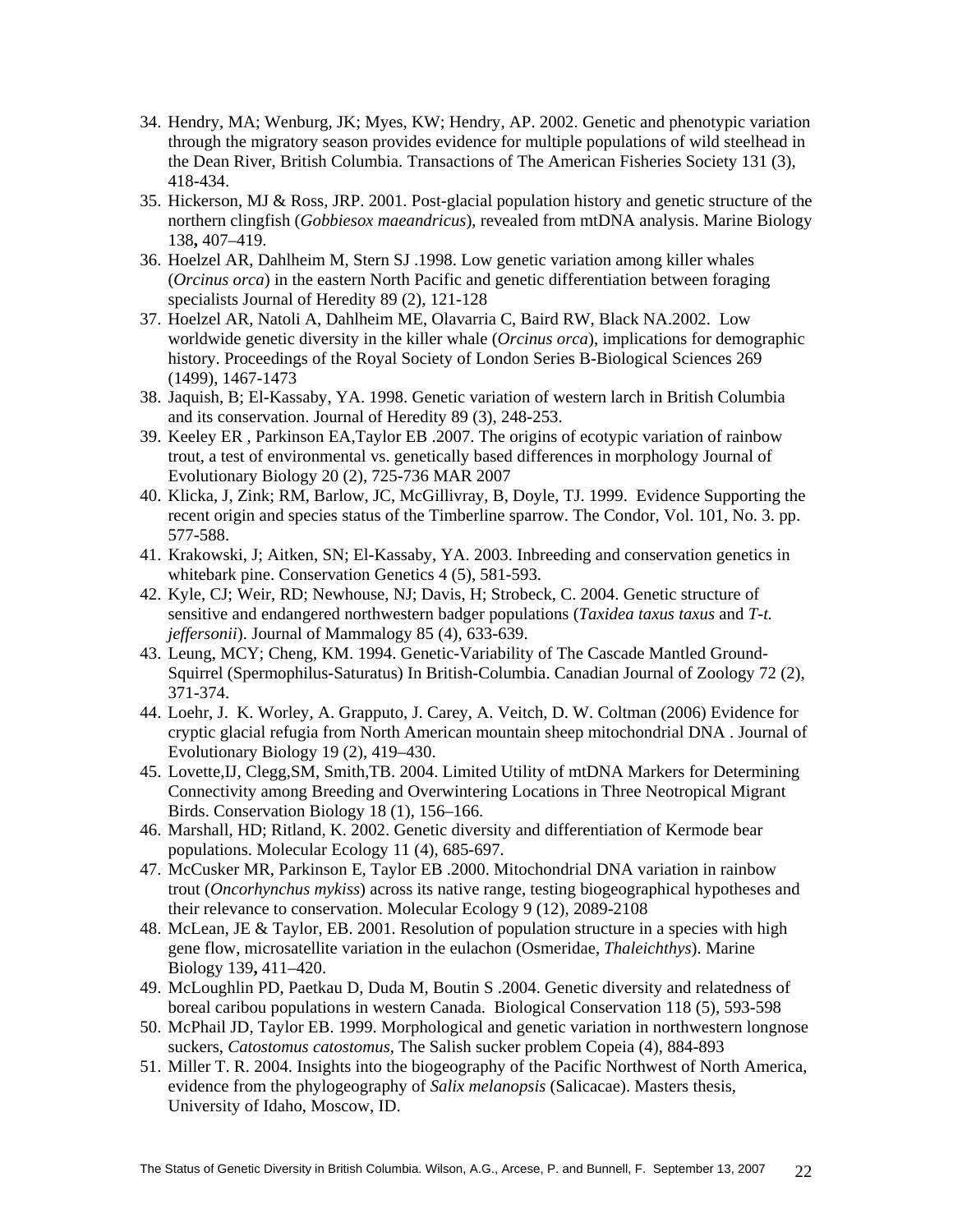34. Hendry, MA; Wenburg, JK; Myes, KW; Hendry, AP. 2002. Genetic and phenotypic variation through the migratory season provides evidence for multiple populations of wild steelhead in the Dean River, British Columbia. Transactions of The American Fisheries Society 131 (3), 418-434.
35. Hickerson, MJ & Ross, JRP. 2001. Post-glacial population history and genetic structure of the northern clingfish (*Gobbiesox maeandricus*), revealed from mtDNA analysis. Marine Biology 138**,** 407–419.
36. Hoelzel AR, Dahlheim M, Stern SJ .1998. Low genetic variation among killer whales (*Orcinus orca*) in the eastern North Pacific and genetic differentiation between foraging specialists Journal of Heredity 89 (2), 121-128
37. Hoelzel AR, Natoli A, Dahlheim ME, Olavarria C, Baird RW, Black NA.2002. Low worldwide genetic diversity in the killer whale (*Orcinus orca*), implications for demographic history. Proceedings of the Royal Society of London Series B-Biological Sciences 269 (1499), 1467-1473
38. Jaquish, B; El-Kassaby, YA. 1998. Genetic variation of western larch in British Columbia and its conservation. Journal of Heredity 89 (3), 248-253.
39. Keeley ER , Parkinson EA,Taylor EB .2007. The origins of ecotypic variation of rainbow trout, a test of environmental vs. genetically based differences in morphology Journal of Evolutionary Biology 20 (2), 725-736 MAR 2007
40. Klicka, J, Zink; RM, Barlow, JC, McGillivray, B, Doyle, TJ. 1999. Evidence Supporting the recent origin and species status of the Timberline sparrow. The Condor, Vol. 101, No. 3. pp. 577-588.
41. Krakowski, J; Aitken, SN; El-Kassaby, YA. 2003. Inbreeding and conservation genetics in whitebark pine. Conservation Genetics 4 (5), 581-593.
42. Kyle, CJ; Weir, RD; Newhouse, NJ; Davis, H; Strobeck, C. 2004. Genetic structure of sensitive and endangered northwestern badger populations (*Taxidea taxus taxus* and *T-t. jeffersonii*). Journal of Mammalogy 85 (4), 633-639.
43. Leung, MCY; Cheng, KM. 1994. Genetic-Variability of The Cascade Mantled Ground-Squirrel (Spermophilus-Saturatus) In British-Columbia. Canadian Journal of Zoology 72 (2), 371-374.
44. Loehr, J. K. Worley, A. Grapputo, J. Carey, A. Veitch, D. W. Coltman (2006) Evidence for cryptic glacial refugia from North American mountain sheep mitochondrial DNA . Journal of Evolutionary Biology 19 (2), 419–430.
45. Lovette,IJ, Clegg,SM, Smith,TB. 2004. Limited Utility of mtDNA Markers for Determining Connectivity among Breeding and Overwintering Locations in Three Neotropical Migrant Birds. Conservation Biology 18 (1), 156–166.
46. Marshall, HD; Ritland, K. 2002. Genetic diversity and differentiation of Kermode bear populations. Molecular Ecology 11 (4), 685-697.
47. McCusker MR, Parkinson E, Taylor EB .2000. Mitochondrial DNA variation in rainbow trout (*Oncorhynchus mykiss*) across its native range, testing biogeographical hypotheses and their relevance to conservation. Molecular Ecology 9 (12), 2089-2108
48. McLean, JE & Taylor, EB. 2001. Resolution of population structure in a species with high gene flow, microsatellite variation in the eulachon (Osmeridae, *Thaleichthys*). Marine Biology 139**,** 411–420.
49. McLoughlin PD, Paetkau D, Duda M, Boutin S .2004. Genetic diversity and relatedness of boreal caribou populations in western Canada. Biological Conservation 118 (5), 593-598
50. McPhail JD, Taylor EB. 1999. Morphological and genetic variation in northwestern longnose suckers, *Catostomus catostomus*, The Salish sucker problem Copeia (4), 884-893
51. Miller T. R. 2004. Insights into the biogeography of the Pacific Northwest of North America, evidence from the phylogeography of *Salix melanopsis* (Salicacae). Masters thesis, University of Idaho, Moscow, ID.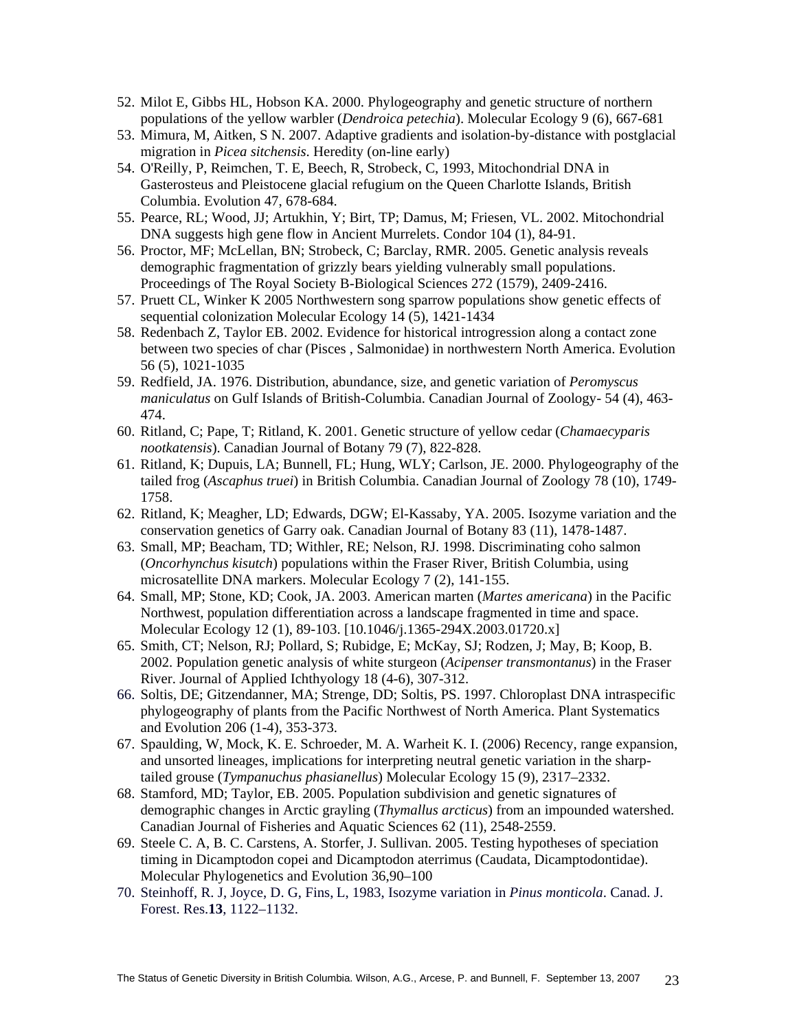52. Milot E, Gibbs HL, Hobson KA. 2000. Phylogeography and genetic structure of northern populations of the yellow warbler (*Dendroica petechia*). Molecular Ecology 9 (6), 667-681
53. Mimura, M, Aitken, S N. 2007. Adaptive gradients and isolation-by-distance with postglacial migration in *Picea sitchensis*. Heredity (on-line early)
54. O'Reilly, P, Reimchen, T. E, Beech, R, Strobeck, C, 1993, Mitochondrial DNA in Gasterosteus and Pleistocene glacial refugium on the Queen Charlotte Islands, British Columbia. Evolution 47, 678-684.
55. Pearce, RL; Wood, JJ; Artukhin, Y; Birt, TP; Damus, M; Friesen, VL. 2002. Mitochondrial DNA suggests high gene flow in Ancient Murrelets. Condor 104 (1), 84-91.
56. Proctor, MF; McLellan, BN; Strobeck, C; Barclay, RMR. 2005. Genetic analysis reveals demographic fragmentation of grizzly bears yielding vulnerably small populations. Proceedings of The Royal Society B-Biological Sciences 272 (1579), 2409-2416.
57. Pruett CL, Winker K 2005 Northwestern song sparrow populations show genetic effects of sequential colonization Molecular Ecology 14 (5), 1421-1434
58. Redenbach Z, Taylor EB. 2002. Evidence for historical introgression along a contact zone between two species of char (Pisces , Salmonidae) in northwestern North America. Evolution 56 (5), 1021-1035
59. Redfield, JA. 1976. Distribution, abundance, size, and genetic variation of *Peromyscus maniculatus* on Gulf Islands of British-Columbia. Canadian Journal of Zoology- 54 (4), 463-474.
60. Ritland, C; Pape, T; Ritland, K. 2001. Genetic structure of yellow cedar (*Chamaecyparis nootkatensis*). Canadian Journal of Botany 79 (7), 822-828.
61. Ritland, K; Dupuis, LA; Bunnell, FL; Hung, WLY; Carlson, JE. 2000. Phylogeography of the tailed frog (*Ascaphus truei*) in British Columbia. Canadian Journal of Zoology 78 (10), 1749-1758.
62. Ritland, K; Meagher, LD; Edwards, DGW; El-Kassaby, YA. 2005. Isozyme variation and the conservation genetics of Garry oak. Canadian Journal of Botany 83 (11), 1478-1487.
63. Small, MP; Beacham, TD; Withler, RE; Nelson, RJ. 1998. Discriminating coho salmon (*Oncorhynchus kisutch*) populations within the Fraser River, British Columbia, using microsatellite DNA markers. Molecular Ecology 7 (2), 141-155.
64. Small, MP; Stone, KD; Cook, JA. 2003. American marten (*Martes americana*) in the Pacific Northwest, population differentiation across a landscape fragmented in time and space. Molecular Ecology 12 (1), 89-103. [10.1046/j.1365-294X.2003.01720.x]
65. Smith, CT; Nelson, RJ; Pollard, S; Rubidge, E; McKay, SJ; Rodzen, J; May, B; Koop, B. 2002. Population genetic analysis of white sturgeon (*Acipenser transmontanus*) in the Fraser River. Journal of Applied Ichthyology 18 (4-6), 307-312.
66. Soltis, DE; Gitzendanner, MA; Strenge, DD; Soltis, PS. 1997. Chloroplast DNA intraspecific phylogeography of plants from the Pacific Northwest of North America. Plant Systematics and Evolution 206 (1-4), 353-373.
67. Spaulding, W, Mock, K. E. Schroeder, M. A. Warheit K. I. (2006) Recency, range expansion, and unsorted lineages, implications for interpreting neutral genetic variation in the sharp-tailed grouse (*Tympanuchus phasianellus*) Molecular Ecology 15 (9), 2317–2332.
68. Stamford, MD; Taylor, EB. 2005. Population subdivision and genetic signatures of demographic changes in Arctic grayling (*Thymallus arcticus*) from an impounded watershed. Canadian Journal of Fisheries and Aquatic Sciences 62 (11), 2548-2559.
69. Steele C. A, B. C. Carstens, A. Storfer, J. Sullivan. 2005. Testing hypotheses of speciation timing in Dicamptodon copei and Dicamptodon aterrimus (Caudata, Dicamptodontidae). Molecular Phylogenetics and Evolution 36,90–100
70. Steinhoff, R. J, Joyce, D. G, Fins, L, 1983, Isozyme variation in *Pinus monticola*. Canad. J. Forest. Res.**13**, 1122–1132.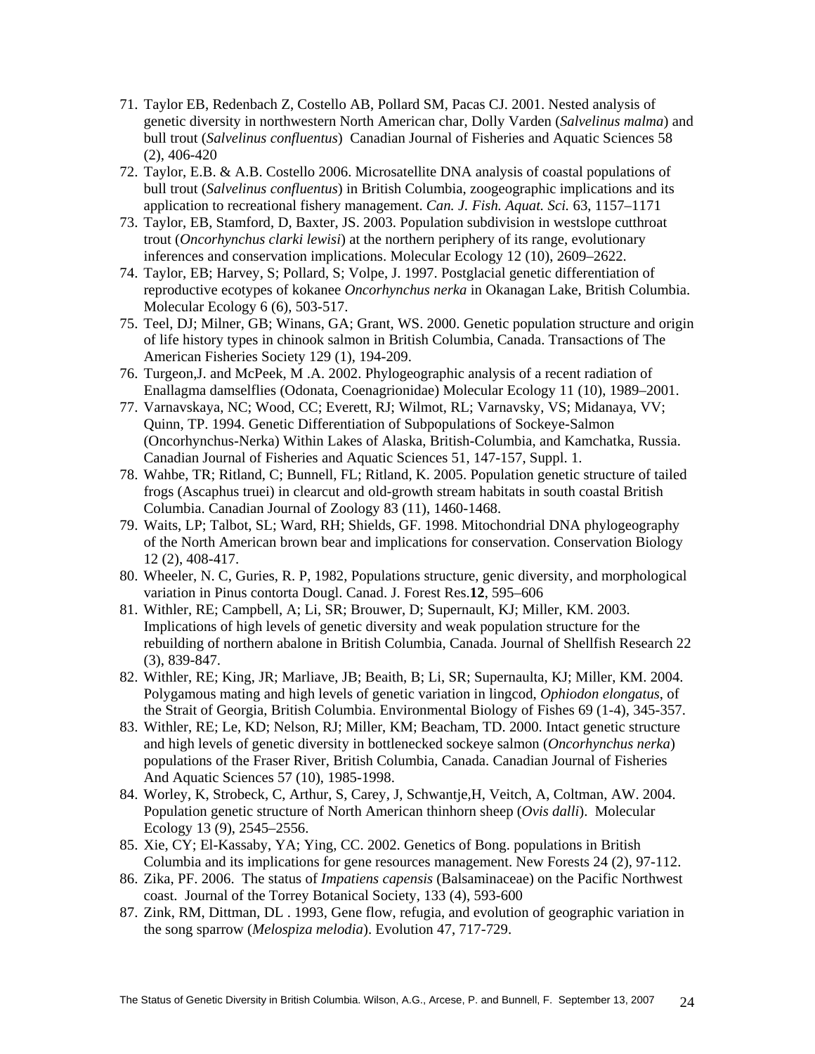71. Taylor EB, Redenbach Z, Costello AB, Pollard SM, Pacas CJ. 2001. Nested analysis of genetic diversity in northwestern North American char, Dolly Varden (*Salvelinus malma*) and bull trout (*Salvelinus confluentus*) Canadian Journal of Fisheries and Aquatic Sciences 58 (2), 406-420
72. Taylor, E.B. & A.B. Costello 2006. Microsatellite DNA analysis of coastal populations of bull trout (*Salvelinus confluentus*) in British Columbia, zoogeographic implications and its application to recreational fishery management. *Can. J. Fish. Aquat. Sci.* 63, 1157–1171
73. Taylor, EB, Stamford, D, Baxter, JS. 2003. Population subdivision in westslope cutthroat trout (*Oncorhynchus clarki lewisi*) at the northern periphery of its range, evolutionary inferences and conservation implications. Molecular Ecology 12 (10), 2609–2622.
74. Taylor, EB; Harvey, S; Pollard, S; Volpe, J. 1997. Postglacial genetic differentiation of reproductive ecotypes of kokanee *Oncorhynchus nerka* in Okanagan Lake, British Columbia. Molecular Ecology 6 (6), 503-517.
75. Teel, DJ; Milner, GB; Winans, GA; Grant, WS. 2000. Genetic population structure and origin of life history types in chinook salmon in British Columbia, Canada. Transactions of The American Fisheries Society 129 (1), 194-209.
76. Turgeon,J. and McPeek, M .A. 2002. Phylogeographic analysis of a recent radiation of Enallagma damselflies (Odonata, Coenagrionidae) Molecular Ecology 11 (10), 1989–2001.
77. Varnavskaya, NC; Wood, CC; Everett, RJ; Wilmot, RL; Varnavsky, VS; Midanaya, VV; Quinn, TP. 1994. Genetic Differentiation of Subpopulations of Sockeye-Salmon (Oncorhynchus-Nerka) Within Lakes of Alaska, British-Columbia, and Kamchatka, Russia. Canadian Journal of Fisheries and Aquatic Sciences 51, 147-157, Suppl. 1.
78. Wahbe, TR; Ritland, C; Bunnell, FL; Ritland, K. 2005. Population genetic structure of tailed frogs (Ascaphus truei) in clearcut and old-growth stream habitats in south coastal British Columbia. Canadian Journal of Zoology 83 (11), 1460-1468.
79. Waits, LP; Talbot, SL; Ward, RH; Shields, GF. 1998. Mitochondrial DNA phylogeography of the North American brown bear and implications for conservation. Conservation Biology 12 (2), 408-417.
80. Wheeler, N. C, Guries, R. P, 1982, Populations structure, genic diversity, and morphological variation in Pinus contorta Dougl. Canad. J. Forest Res.**12**, 595–606
81. Withler, RE; Campbell, A; Li, SR; Brouwer, D; Supernault, KJ; Miller, KM. 2003. Implications of high levels of genetic diversity and weak population structure for the rebuilding of northern abalone in British Columbia, Canada. Journal of Shellfish Research 22 (3), 839-847.
82. Withler, RE; King, JR; Marliave, JB; Beaith, B; Li, SR; Supernaulta, KJ; Miller, KM. 2004. Polygamous mating and high levels of genetic variation in lingcod, *Ophiodon elongatus*, of the Strait of Georgia, British Columbia. Environmental Biology of Fishes 69 (1-4), 345-357.
83. Withler, RE; Le, KD; Nelson, RJ; Miller, KM; Beacham, TD. 2000. Intact genetic structure and high levels of genetic diversity in bottlenecked sockeye salmon (*Oncorhynchus nerka*) populations of the Fraser River, British Columbia, Canada. Canadian Journal of Fisheries And Aquatic Sciences 57 (10), 1985-1998.
84. Worley, K, Strobeck, C, Arthur, S, Carey, J, Schwantje,H, Veitch, A, Coltman, AW. 2004. Population genetic structure of North American thinhorn sheep (*Ovis dalli*). Molecular Ecology 13 (9), 2545–2556.
85. Xie, CY; El-Kassaby, YA; Ying, CC. 2002. Genetics of Bong. populations in British Columbia and its implications for gene resources management. New Forests 24 (2), 97-112.
86. Zika, PF. 2006. The status of *Impatiens capensis* (Balsaminaceae) on the Pacific Northwest coast. Journal of the Torrey Botanical Society, 133 (4), 593-600
87. Zink, RM, Dittman, DL . 1993, Gene flow, refugia, and evolution of geographic variation in the song sparrow (*Melospiza melodia*). Evolution 47, 717-729.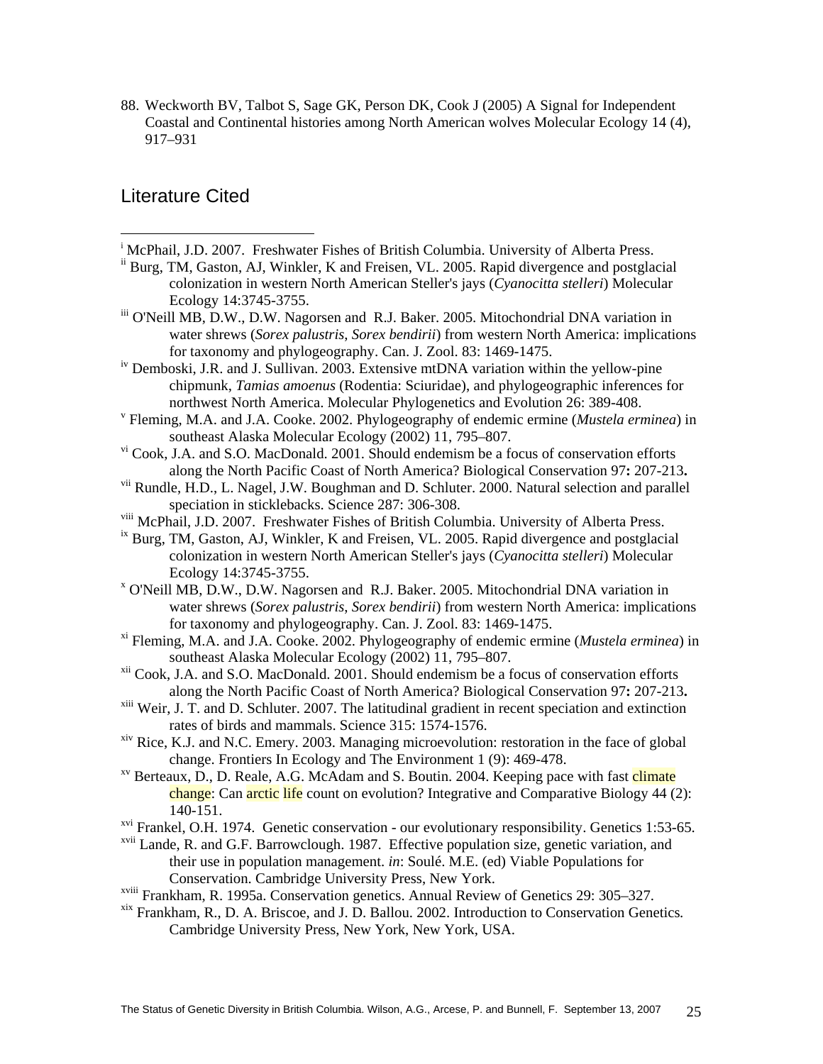88. Weckworth BV, Talbot S, Sage GK, Person DK, Cook J (2005) A Signal for Independent Coastal and Continental histories among North American wolves Molecular Ecology 14 (4), 917–931

## Literature Cited

---

[i] McPhail, J.D. 2007. Freshwater Fishes of British Columbia. University of Alberta Press.

[ii] Burg, TM, Gaston, AJ, Winkler, K and Freisen, VL. 2005. Rapid divergence and postglacial colonization in western North American Steller's jays (*Cyanocitta stelleri*) Molecular Ecology 14:3745-3755.

[iii] O'Neill MB, D.W., D.W. Nagorsen and R.J. Baker. 2005. Mitochondrial DNA variation in water shrews (*Sorex palustris*, *Sorex bendirii*) from western North America: implications for taxonomy and phylogeography. Can. J. Zool. 83: 1469-1475.

[iv] Demboski, J.R. and J. Sullivan. 2003. Extensive mtDNA variation within the yellow-pine chipmunk, *Tamias amoenus* (Rodentia: Sciuridae), and phylogeographic inferences for northwest North America. Molecular Phylogenetics and Evolution 26: 389-408.

[v] Fleming, M.A. and J.A. Cooke. 2002. Phylogeography of endemic ermine (*Mustela erminea*) in southeast Alaska Molecular Ecology (2002) 11, 795–807.

[vi] Cook, J.A. and S.O. MacDonald. 2001. Should endemism be a focus of conservation efforts along the North Pacific Coast of North America? Biological Conservation 97**:** 207-213**.**

[vii] Rundle, H.D., L. Nagel, J.W. Boughman and D. Schluter. 2000. Natural selection and parallel speciation in sticklebacks. Science 287: 306-308.

[viii] McPhail, J.D. 2007. Freshwater Fishes of British Columbia. University of Alberta Press.

[ix] Burg, TM, Gaston, AJ, Winkler, K and Freisen, VL. 2005. Rapid divergence and postglacial colonization in western North American Steller's jays (*Cyanocitta stelleri*) Molecular Ecology 14:3745-3755.

[x] O'Neill MB, D.W., D.W. Nagorsen and R.J. Baker. 2005. Mitochondrial DNA variation in water shrews (*Sorex palustris*, *Sorex bendirii*) from western North America: implications for taxonomy and phylogeography. Can. J. Zool. 83: 1469-1475.

[xi] Fleming, M.A. and J.A. Cooke. 2002. Phylogeography of endemic ermine (*Mustela erminea*) in southeast Alaska Molecular Ecology (2002) 11, 795–807.

[xii] Cook, J.A. and S.O. MacDonald. 2001. Should endemism be a focus of conservation efforts along the North Pacific Coast of North America? Biological Conservation 97**:** 207-213**.**

[xiii] Weir, J. T. and D. Schluter. 2007. The latitudinal gradient in recent speciation and extinction rates of birds and mammals. Science 315: 1574-1576.

[xiv] Rice, K.J. and N.C. Emery. 2003. Managing microevolution: restoration in the face of global change. Frontiers In Ecology and The Environment 1 (9): 469-478.

[xv] Berteaux, D., D. Reale, A.G. McAdam and S. Boutin. 2004. Keeping pace with fast climate change: Can arctic life count on evolution? Integrative and Comparative Biology 44 (2): 140-151.

[xvi] Frankel, O.H. 1974. Genetic conservation - our evolutionary responsibility. Genetics 1:53-65.

[xvii] Lande, R. and G.F. Barrowclough. 1987. Effective population size, genetic variation, and their use in population management. *in*: Soulé. M.E. (ed) Viable Populations for Conservation. Cambridge University Press, New York.

[xviii] Frankham, R. 1995a. Conservation genetics. Annual Review of Genetics 29: 305–327.

[xix] Frankham, R., D. A. Briscoe, and J. D. Ballou. 2002. Introduction to Conservation Genetics*.* Cambridge University Press, New York, New York, USA.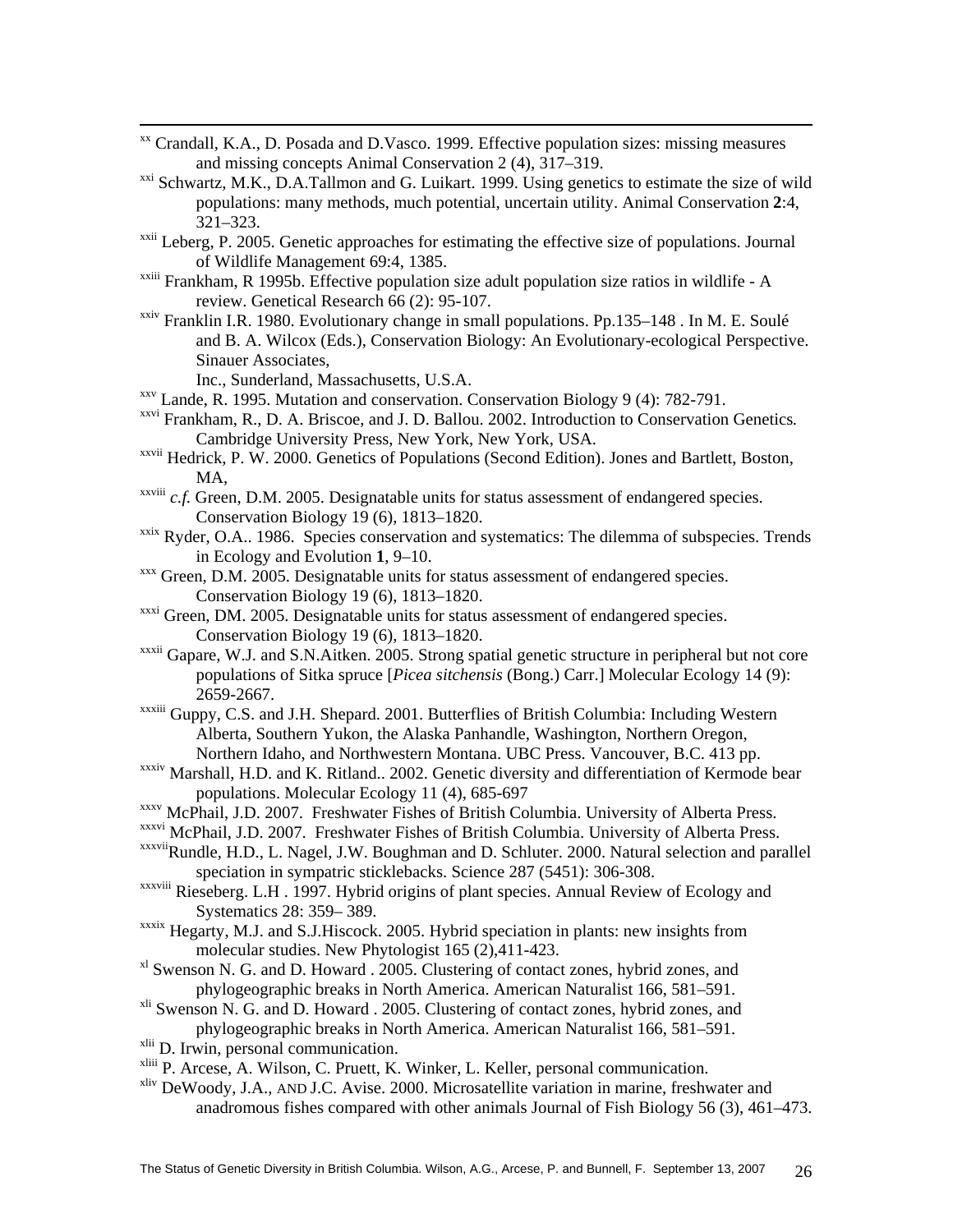[xx] Crandall, K.A., D. Posada and D.Vasco. 1999. Effective population sizes: missing measures and missing concepts Animal Conservation 2 (4), 317–319.

[xxi] Schwartz, M.K., D.A.Tallmon and G. Luikart. 1999. Using genetics to estimate the size of wild populations: many methods, much potential, uncertain utility. Animal Conservation **2**:4, 321–323.

[xxii] Leberg, P. 2005. Genetic approaches for estimating the effective size of populations. Journal of Wildlife Management 69:4, 1385.

[xxiii] Frankham, R 1995b. Effective population size adult population size ratios in wildlife - A review. Genetical Research 66 (2): 95-107.

[xxiv] Franklin I.R. 1980. Evolutionary change in small populations. Pp.135–148 . In M. E. Soulé and B. A. Wilcox (Eds.), Conservation Biology: An Evolutionary-ecological Perspective. Sinauer Associates,
Inc., Sunderland, Massachusetts, U.S.A.

[xxv] Lande, R. 1995. Mutation and conservation. Conservation Biology 9 (4): 782-791.

[xxvi] Frankham, R., D. A. Briscoe, and J. D. Ballou. 2002. Introduction to Conservation Genetics*.* Cambridge University Press, New York, New York, USA.

[xxvii] Hedrick, P. W. 2000. Genetics of Populations (Second Edition). Jones and Bartlett, Boston, MA,

[xxviii] *c.f.* Green, D.M. 2005. Designatable units for status assessment of endangered species. Conservation Biology 19 (6), 1813–1820.

[xxix] Ryder, O.A.. 1986. Species conservation and systematics: The dilemma of subspecies. Trends in Ecology and Evolution **1**, 9–10.

[xxx] Green, D.M. 2005. Designatable units for status assessment of endangered species. Conservation Biology 19 (6), 1813–1820.

[xxxi] Green, DM. 2005. Designatable units for status assessment of endangered species. Conservation Biology 19 (6), 1813–1820.

[xxxii] Gapare, W.J. and S.N.Aitken. 2005. Strong spatial genetic structure in peripheral but not core populations of Sitka spruce [*Picea sitchensis* (Bong.) Carr.] Molecular Ecology 14 (9): 2659-2667.

[xxxiii] Guppy, C.S. and J.H. Shepard. 2001. Butterflies of British Columbia: Including Western Alberta, Southern Yukon, the Alaska Panhandle, Washington, Northern Oregon, Northern Idaho, and Northwestern Montana. UBC Press. Vancouver, B.C. 413 pp.

[xxxiv] Marshall, H.D. and K. Ritland.. 2002. Genetic diversity and differentiation of Kermode bear populations. Molecular Ecology 11 (4), 685-697

[xxxv] McPhail, J.D. 2007. Freshwater Fishes of British Columbia. University of Alberta Press.

[xxxvi] McPhail, J.D. 2007. Freshwater Fishes of British Columbia. University of Alberta Press.

[xxxvii] Rundle, H.D., L. Nagel, J.W. Boughman and D. Schluter. 2000. Natural selection and parallel speciation in sympatric sticklebacks. Science 287 (5451): 306-308.

[xxxviii] Rieseberg. L.H . 1997. Hybrid origins of plant species. Annual Review of Ecology and Systematics 28: 359– 389.

[xxxix] Hegarty, M.J. and S.J.Hiscock. 2005. Hybrid speciation in plants: new insights from molecular studies. New Phytologist 165 (2),411-423.

[xl] Swenson N. G. and D. Howard . 2005. Clustering of contact zones, hybrid zones, and phylogeographic breaks in North America. American Naturalist 166, 581–591.

[xli] Swenson N. G. and D. Howard . 2005. Clustering of contact zones, hybrid zones, and phylogeographic breaks in North America. American Naturalist 166, 581–591.

[xlii] D. Irwin, personal communication.

[xliii] P. Arcese, A. Wilson, C. Pruett, K. Winker, L. Keller, personal communication.

[xliv] DeWoody, J.A., AND J.C. Avise. 2000. Microsatellite variation in marine, freshwater and anadromous fishes compared with other animals Journal of Fish Biology 56 (3), 461–473.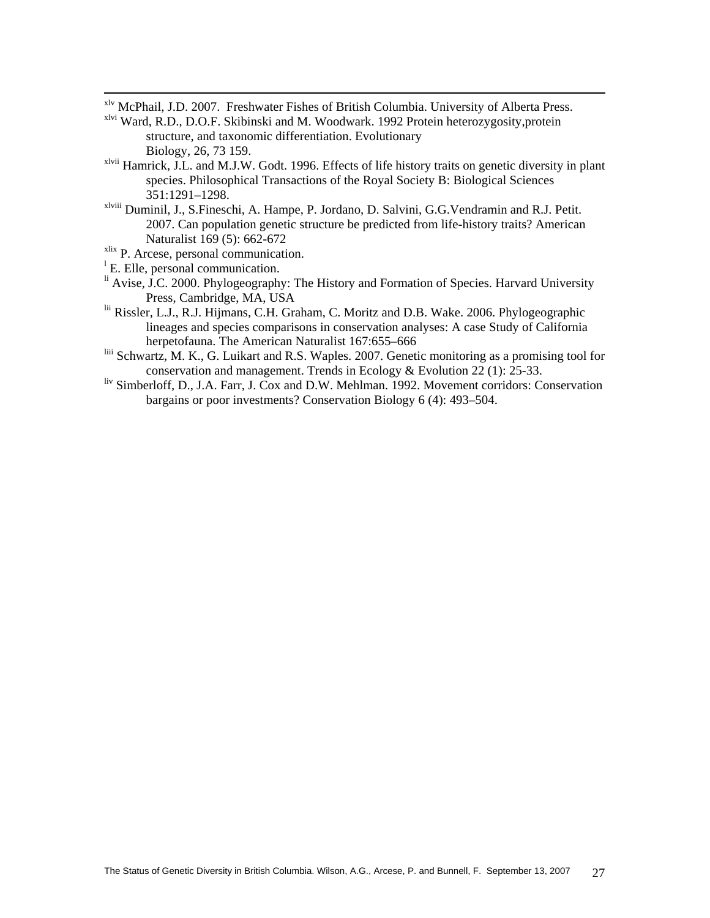[xlv] McPhail, J.D. 2007. Freshwater Fishes of British Columbia. University of Alberta Press.

[xlvi] Ward, R.D., D.O.F. Skibinski and M. Woodwark. 1992 Protein heterozygosity,protein structure, and taxonomic differentiation. Evolutionary Biology, 26, 73 159.

[xlvii] Hamrick, J.L. and M.J.W. Godt. 1996. Effects of life history traits on genetic diversity in plant species. Philosophical Transactions of the Royal Society B: Biological Sciences 351:1291–1298.

[xlviii] Duminil, J., S.Fineschi, A. Hampe, P. Jordano, D. Salvini, G.G.Vendramin and R.J. Petit. 2007. Can population genetic structure be predicted from life-history traits? American Naturalist 169 (5): 662-672

[xlix] P. Arcese, personal communication.

[l] E. Elle, personal communication.

[li] Avise, J.C. 2000. Phylogeography: The History and Formation of Species. Harvard University Press, Cambridge, MA, USA

[lii] Rissler, L.J., R.J. Hijmans, C.H. Graham, C. Moritz and D.B. Wake. 2006. Phylogeographic lineages and species comparisons in conservation analyses: A case Study of California herpetofauna. The American Naturalist 167:655–666

[liii] Schwartz, M. K., G. Luikart and R.S. Waples. 2007. Genetic monitoring as a promising tool for conservation and management. Trends in Ecology & Evolution 22 (1): 25-33.

[liv] Simberloff, D., J.A. Farr, J. Cox and D.W. Mehlman. 1992. Movement corridors: Conservation bargains or poor investments? Conservation Biology 6 (4): 493–504.